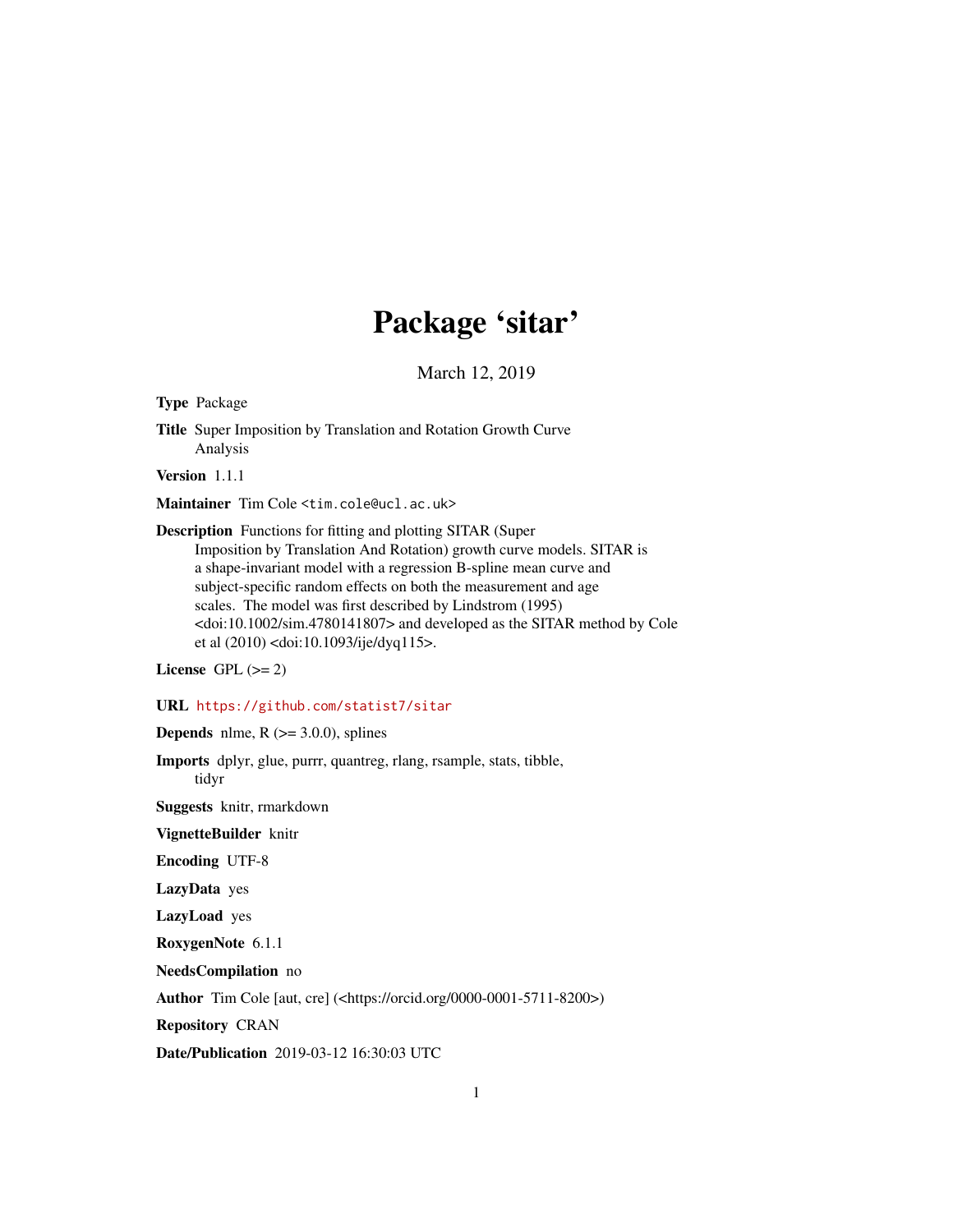# Package 'sitar'

March 12, 2019

**Type** Package

**Title** Super Imposition by Translation and Rotation Growth Curve Analysis

**Version** 1.1.1

**Maintainer** Tim Cole <tim.cole@ucl.ac.uk>

**Description** Functions for fitting and plotting SITAR (Super Imposition by Translation And Rotation) growth curve models. SITAR is a shape-invariant model with a regression B-spline mean curve and subject-specific random effects on both the measurement and age scales. The model was first described by Lindstrom (1995) <doi:10.1002/sim.4780141807> and developed as the SITAR method by Cole et al (2010) <doi:10.1093/ije/dyq115>.

**License** GPL (>= 2)

**URL** https://github.com/statist7/sitar

**Depends** nlme, R (>= 3.0.0), splines

**Imports** dplyr, glue, purrr, quantreg, rlang, rsample, stats, tibble, tidyr

**Suggests** knitr, rmarkdown

**VignetteBuilder** knitr

**Encoding** UTF-8

**LazyData** yes

**LazyLoad** yes

**RoxygenNote** 6.1.1

**NeedsCompilation** no

**Author** Tim Cole [aut, cre] (<https://orcid.org/0000-0001-5711-8200>)

**Repository** CRAN

**Date/Publication** 2019-03-12 16:30:03 UTC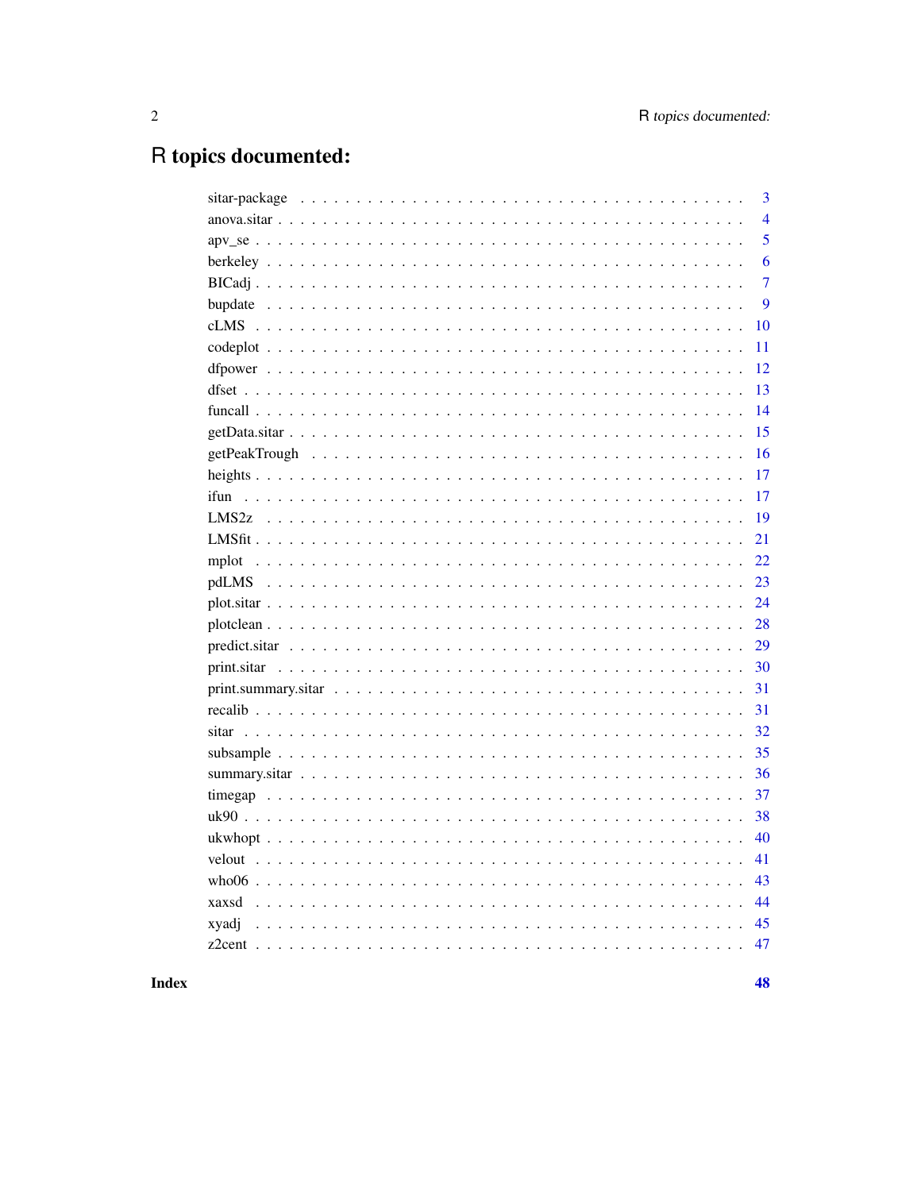# R topics documented:

| | |
|---|---|
| sitar-package | 3 |
| anova.sitar | 4 |
| apv_se | 5 |
| berkeley | 6 |
| BICadj | 7 |
| bupdate | 9 |
| cLMS | 10 |
| codeplot | 11 |
| dfpower | 12 |
| dfset | 13 |
| funcall | 14 |
| getData.sitar | 15 |
| getPeakTrough | 16 |
| heights | 17 |
| ifun | 17 |
| LMS2z | 19 |
| LMSfit | 21 |
| mplot | 22 |
| pdLMS | 23 |
| plot.sitar | 24 |
| plotclean | 28 |
| predict.sitar | 29 |
| print.sitar | 30 |
| print.summary.sitar | 31 |
| recalib | 31 |
| sitar | 32 |
| subsample | 35 |
| summary.sitar | 36 |
| timegap | 37 |
| uk90 | 38 |
| ukwhopt | 40 |
| velout | 41 |
| who06 | 43 |
| xaxsd | 44 |
| xyadj | 45 |
| z2cent | 47 |

**Index** **48**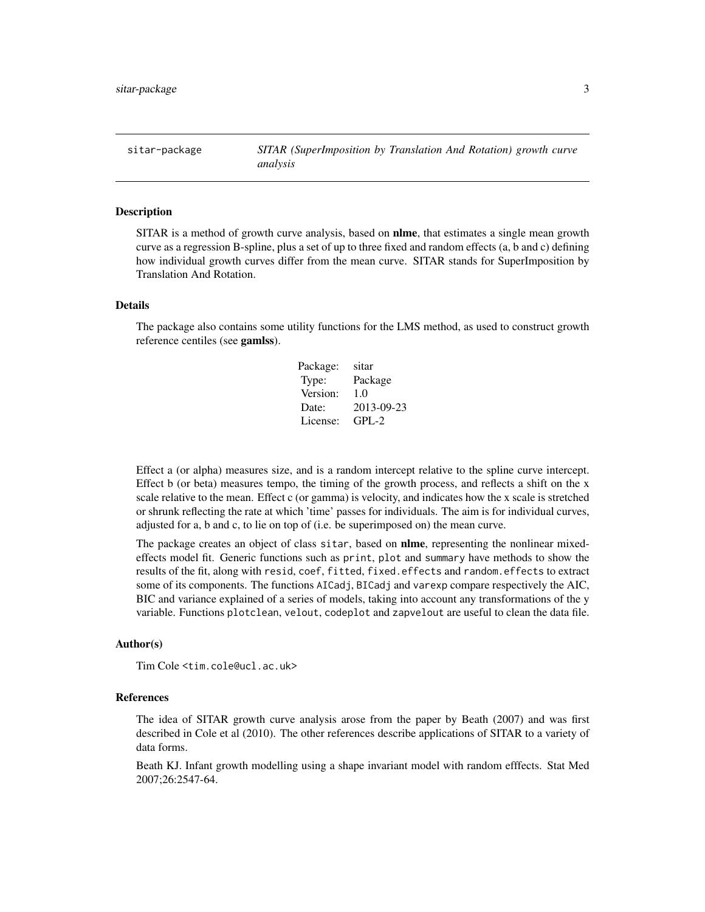sitar-package *SITAR (SuperImposition by Translation And Rotation) growth curve analysis*

### Description

SITAR is a method of growth curve analysis, based on **nlme**, that estimates a single mean growth curve as a regression B-spline, plus a set of up to three fixed and random effects (a, b and c) defining how individual growth curves differ from the mean curve. SITAR stands for SuperImposition by Translation And Rotation.

### Details

The package also contains some utility functions for the LMS method, as used to construct growth reference centiles (see **gamlss**).

| | |
|---|---|
| Package: | sitar |
| Type: | Package |
| Version: | 1.0 |
| Date: | 2013-09-23 |
| License: | GPL-2 |

Effect a (or alpha) measures size, and is a random intercept relative to the spline curve intercept. Effect b (or beta) measures tempo, the timing of the growth process, and reflects a shift on the x scale relative to the mean. Effect c (or gamma) is velocity, and indicates how the x scale is stretched or shrunk reflecting the rate at which 'time' passes for individuals. The aim is for individual curves, adjusted for a, b and c, to lie on top of (i.e. be superimposed on) the mean curve.

The package creates an object of class `sitar`, based on **nlme**, representing the nonlinear mixed-effects model fit. Generic functions such as `print`, `plot` and `summary` have methods to show the results of the fit, along with `resid`, `coef`, `fitted`, `fixed.effects` and `random.effects` to extract some of its components. The functions `AICadj`, `BICadj` and `varexp` compare respectively the AIC, BIC and variance explained of a series of models, taking into account any transformations of the y variable. Functions `plotclean`, `velout`, `codeplot` and `zapvelout` are useful to clean the data file.

### Author(s)

Tim Cole <tim.cole@ucl.ac.uk>

### References

The idea of SITAR growth curve analysis arose from the paper by Beath (2007) and was first described in Cole et al (2010). The other references describe applications of SITAR to a variety of data forms.

Beath KJ. Infant growth modelling using a shape invariant model with random efffects. Stat Med 2007;26:2547-64.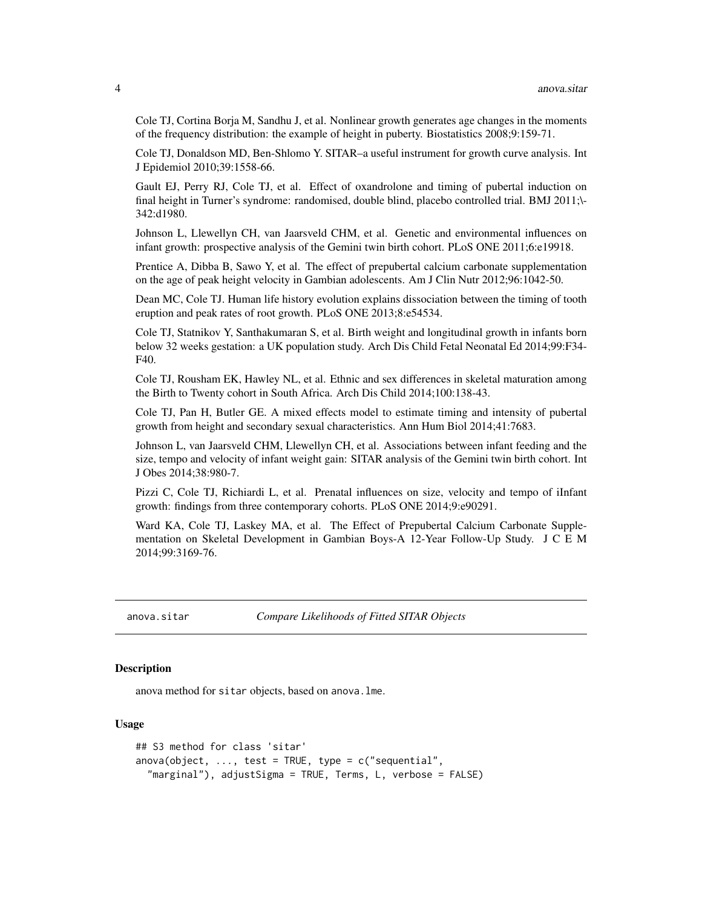Cole TJ, Cortina Borja M, Sandhu J, et al. Nonlinear growth generates age changes in the moments of the frequency distribution: the example of height in puberty. Biostatistics 2008;9:159-71.

Cole TJ, Donaldson MD, Ben-Shlomo Y. SITAR–a useful instrument for growth curve analysis. Int J Epidemiol 2010;39:1558-66.

Gault EJ, Perry RJ, Cole TJ, et al. Effect of oxandrolone and timing of pubertal induction on final height in Turner's syndrome: randomised, double blind, placebo controlled trial. BMJ 2011;\-342:d1980.

Johnson L, Llewellyn CH, van Jaarsveld CHM, et al. Genetic and environmental influences on infant growth: prospective analysis of the Gemini twin birth cohort. PLoS ONE 2011;6:e19918.

Prentice A, Dibba B, Sawo Y, et al. The effect of prepubertal calcium carbonate supplementation on the age of peak height velocity in Gambian adolescents. Am J Clin Nutr 2012;96:1042-50.

Dean MC, Cole TJ. Human life history evolution explains dissociation between the timing of tooth eruption and peak rates of root growth. PLoS ONE 2013;8:e54534.

Cole TJ, Statnikov Y, Santhakumaran S, et al. Birth weight and longitudinal growth in infants born below 32 weeks gestation: a UK population study. Arch Dis Child Fetal Neonatal Ed 2014;99:F34-F40.

Cole TJ, Rousham EK, Hawley NL, et al. Ethnic and sex differences in skeletal maturation among the Birth to Twenty cohort in South Africa. Arch Dis Child 2014;100:138-43.

Cole TJ, Pan H, Butler GE. A mixed effects model to estimate timing and intensity of pubertal growth from height and secondary sexual characteristics. Ann Hum Biol 2014;41:7683.

Johnson L, van Jaarsveld CHM, Llewellyn CH, et al. Associations between infant feeding and the size, tempo and velocity of infant weight gain: SITAR analysis of the Gemini twin birth cohort. Int J Obes 2014;38:980-7.

Pizzi C, Cole TJ, Richiardi L, et al. Prenatal influences on size, velocity and tempo of iInfant growth: findings from three contemporary cohorts. PLoS ONE 2014;9:e90291.

Ward KA, Cole TJ, Laskey MA, et al. The Effect of Prepubertal Calcium Carbonate Supplementation on Skeletal Development in Gambian Boys-A 12-Year Follow-Up Study. J C E M 2014;99:3169-76.

---

## anova.sitar — *Compare Likelihoods of Fitted SITAR Objects*

### Description

anova method for `sitar` objects, based on `anova.lme`.

### Usage

```
## S3 method for class 'sitar'
anova(object, ..., test = TRUE, type = c("sequential",
  "marginal"), adjustSigma = TRUE, Terms, L, verbose = FALSE)
```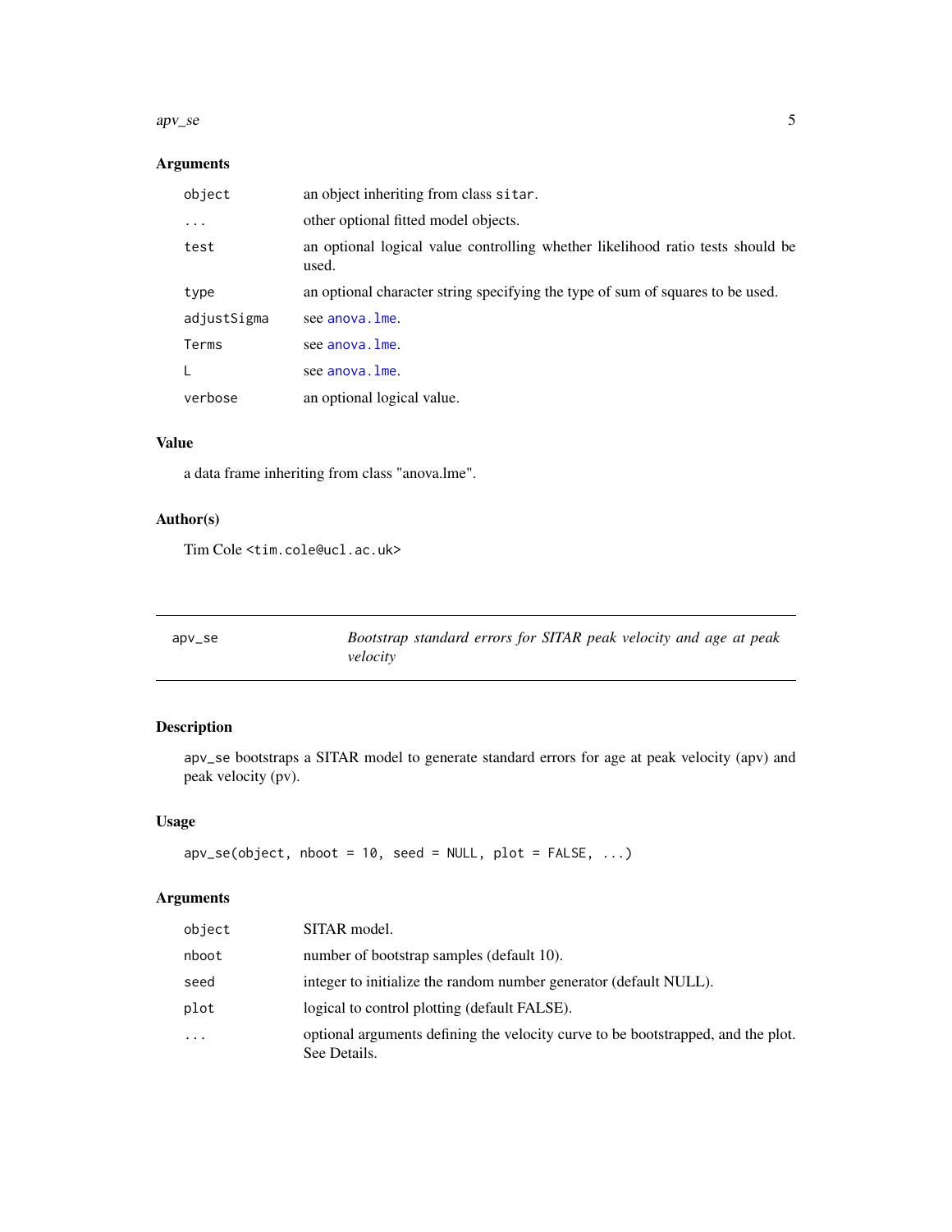## Arguments

| | |
|---|---|
| `object` | an object inheriting from class `sitar`. |
| `...` | other optional fitted model objects. |
| `test` | an optional logical value controlling whether likelihood ratio tests should be used. |
| `type` | an optional character string specifying the type of sum of squares to be used. |
| `adjustSigma` | see `anova.lme`. |
| `Terms` | see `anova.lme`. |
| `L` | see `anova.lme`. |
| `verbose` | an optional logical value. |

## Value

a data frame inheriting from class "anova.lme".

## Author(s)

Tim Cole <tim.cole@ucl.ac.uk>

---

# `apv_se` — *Bootstrap standard errors for SITAR peak velocity and age at peak velocity*

---

## Description

`apv_se` bootstraps a SITAR model to generate standard errors for age at peak velocity (apv) and peak velocity (pv).

## Usage

```
apv_se(object, nboot = 10, seed = NULL, plot = FALSE, ...)
```

## Arguments

| | |
|---|---|
| `object` | SITAR model. |
| `nboot` | number of bootstrap samples (default 10). |
| `seed` | integer to initialize the random number generator (default NULL). |
| `plot` | logical to control plotting (default FALSE). |
| `...` | optional arguments defining the velocity curve to be bootstrapped, and the plot. See Details. |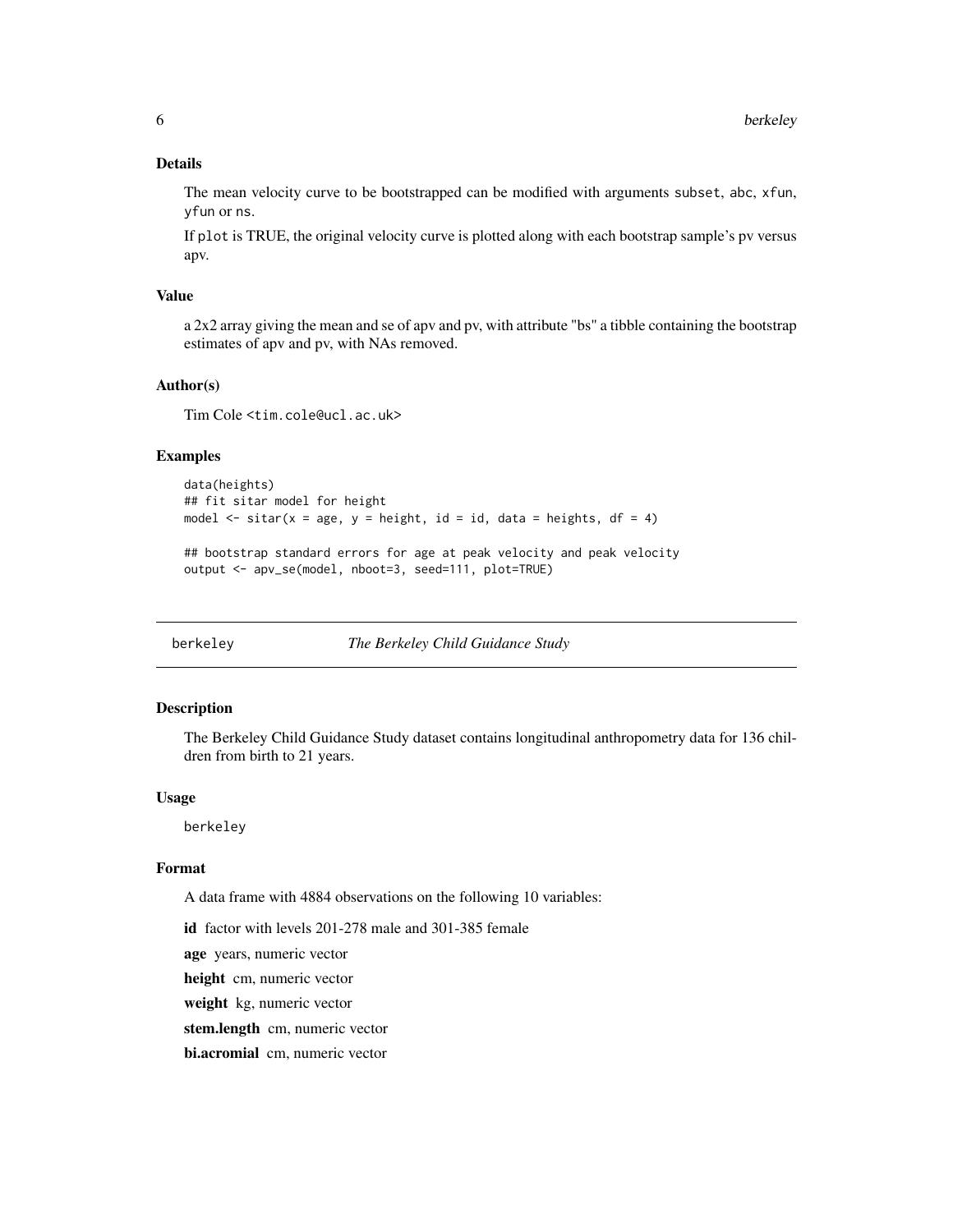### Details

The mean velocity curve to be bootstrapped can be modified with arguments `subset`, `abc`, `xfun`, `yfun` or `ns`.

If `plot` is TRUE, the original velocity curve is plotted along with each bootstrap sample's pv versus apv.

### Value

a 2x2 array giving the mean and se of apv and pv, with attribute "bs" a tibble containing the bootstrap estimates of apv and pv, with NAs removed.

### Author(s)

Tim Cole <tim.cole@ucl.ac.uk>

### Examples

```
data(heights)
## fit sitar model for height
model <- sitar(x = age, y = height, id = id, data = heights, df = 4)

## bootstrap standard errors for age at peak velocity and peak velocity
output <- apv_se(model, nboot=3, seed=111, plot=TRUE)
```

---

## berkeley    *The Berkeley Child Guidance Study*

### Description

The Berkeley Child Guidance Study dataset contains longitudinal anthropometry data for 136 children from birth to 21 years.

### Usage

```
berkeley
```

### Format

A data frame with 4884 observations on the following 10 variables:

**id** factor with levels 201-278 male and 301-385 female

**age** years, numeric vector

**height** cm, numeric vector

**weight** kg, numeric vector

**stem.length** cm, numeric vector

**bi.acromial** cm, numeric vector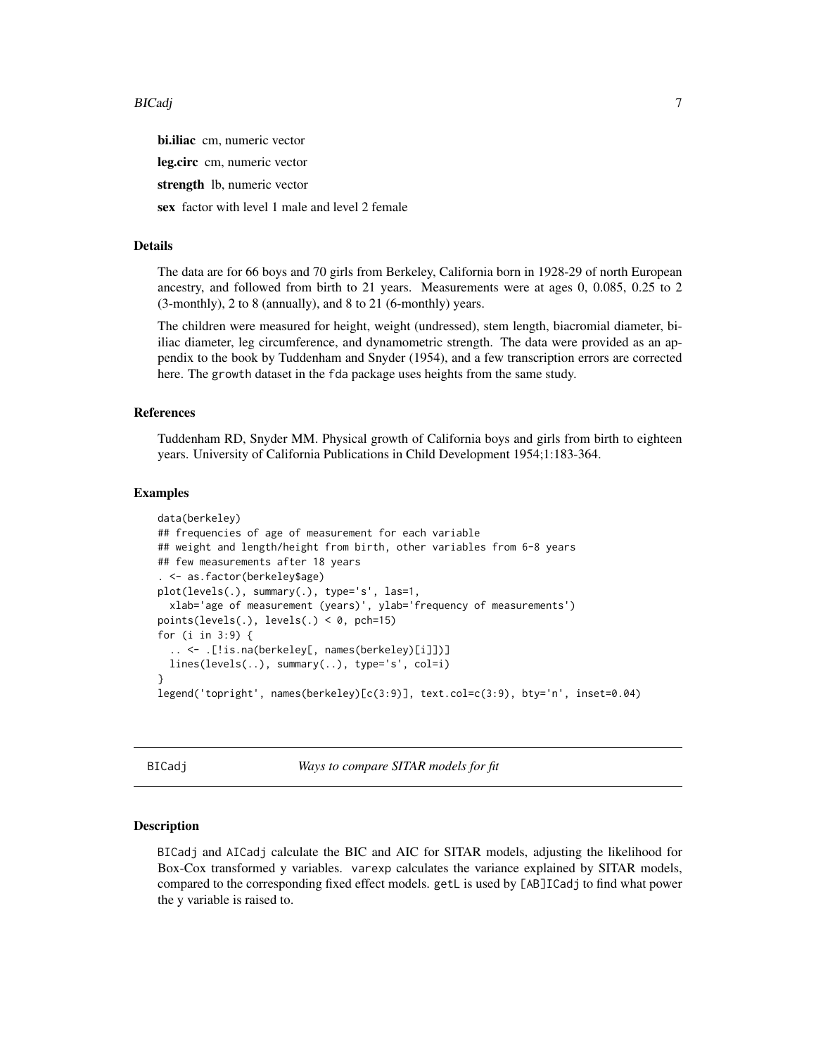**bi.iliac** cm, numeric vector

**leg.circ** cm, numeric vector

**strength** lb, numeric vector

**sex** factor with level 1 male and level 2 female

### Details

The data are for 66 boys and 70 girls from Berkeley, California born in 1928-29 of north European ancestry, and followed from birth to 21 years. Measurements were at ages 0, 0.085, 0.25 to 2 (3-monthly), 2 to 8 (annually), and 8 to 21 (6-monthly) years.

The children were measured for height, weight (undressed), stem length, biacromial diameter, bi-iliac diameter, leg circumference, and dynamometric strength. The data were provided as an appendix to the book by Tuddenham and Snyder (1954), and a few transcription errors are corrected here. The growth dataset in the fda package uses heights from the same study.

### References

Tuddenham RD, Snyder MM. Physical growth of California boys and girls from birth to eighteen years. University of California Publications in Child Development 1954;1:183-364.

### Examples

```
data(berkeley)
## frequencies of age of measurement for each variable
## weight and length/height from birth, other variables from 6-8 years
## few measurements after 18 years
. <- as.factor(berkeley$age)
plot(levels(.), summary(.), type='s', las=1,
  xlab='age of measurement (years)', ylab='frequency of measurements')
points(levels(.), levels(.) < 0, pch=15)
for (i in 3:9) {
  .. <- .[!is.na(berkeley[, names(berkeley)[i]])]
  lines(levels(..), summary(..), type='s', col=i)
}
legend('topright', names(berkeley)[c(3:9)], text.col=c(3:9), bty='n', inset=0.04)
```

## BICadj — *Ways to compare SITAR models for fit*

### Description

BICadj and AICadj calculate the BIC and AIC for SITAR models, adjusting the likelihood for Box-Cox transformed y variables. varexp calculates the variance explained by SITAR models, compared to the corresponding fixed effect models. getL is used by [AB]ICadj to find what power the y variable is raised to.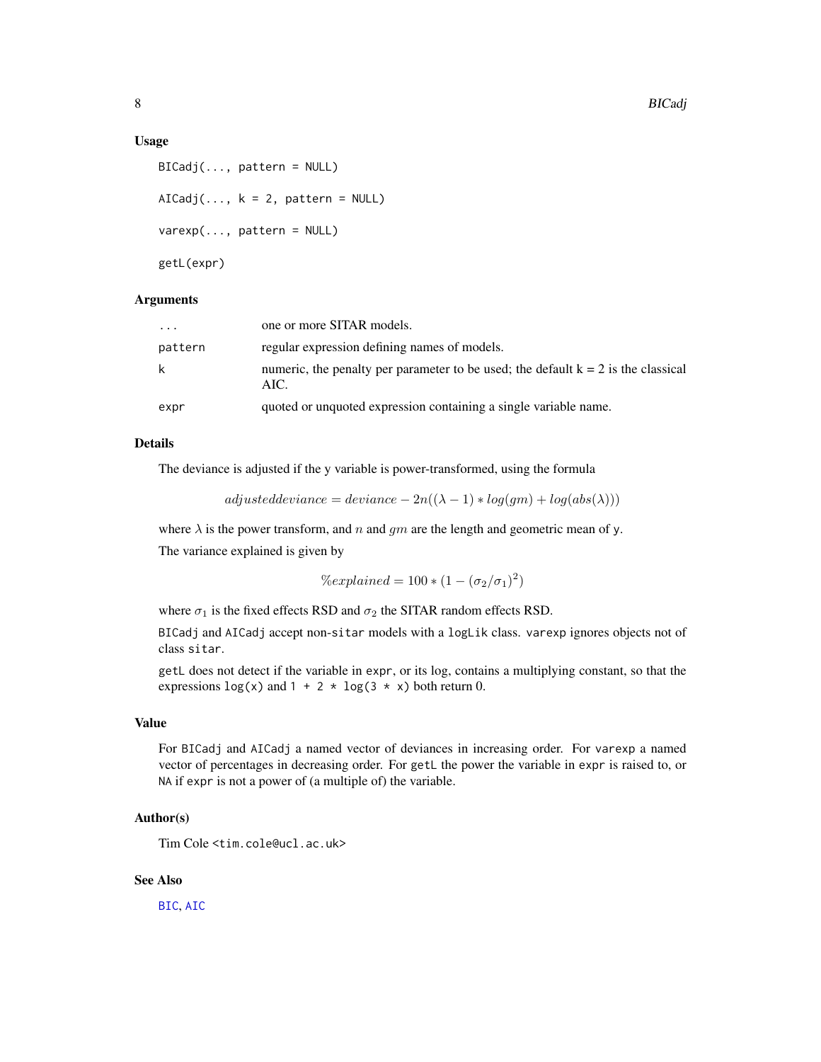### Usage

```
BICadj(..., pattern = NULL)

AICadj(..., k = 2, pattern = NULL)

varexp(..., pattern = NULL)

getL(expr)
```

### Arguments

| | |
|---|---|
| ... | one or more SITAR models. |
| pattern | regular expression defining names of models. |
| k | numeric, the penalty per parameter to be used; the default k = 2 is the classical AIC. |
| expr | quoted or unquoted expression containing a single variable name. |

### Details

The deviance is adjusted if the y variable is power-transformed, using the formula

$$adjusteddeviance = deviance - 2n((\lambda - 1) * log(gm) + log(abs(\lambda)))$$

where $\lambda$ is the power transform, and $n$ and $gm$ are the length and geometric mean of `y`.

The variance explained is given by

$$\%explained = 100 * (1 - (\sigma_2/\sigma_1)^2)$$

where $\sigma_1$ is the fixed effects RSD and $\sigma_2$ the SITAR random effects RSD.

`BICadj` and `AICadj` accept non-`sitar` models with a `logLik` class. `varexp` ignores objects not of class `sitar`.

`getL` does not detect if the variable in `expr`, or its log, contains a multiplying constant, so that the expressions `log(x)` and `1 + 2 * log(3 * x)` both return 0.

### Value

For `BICadj` and `AICadj` a named vector of deviances in increasing order. For `varexp` a named vector of percentages in decreasing order. For `getL` the power the variable in `expr` is raised to, or `NA` if `expr` is not a power of (a multiple of) the variable.

### Author(s)

Tim Cole <tim.cole@ucl.ac.uk>

### See Also

`BIC`, `AIC`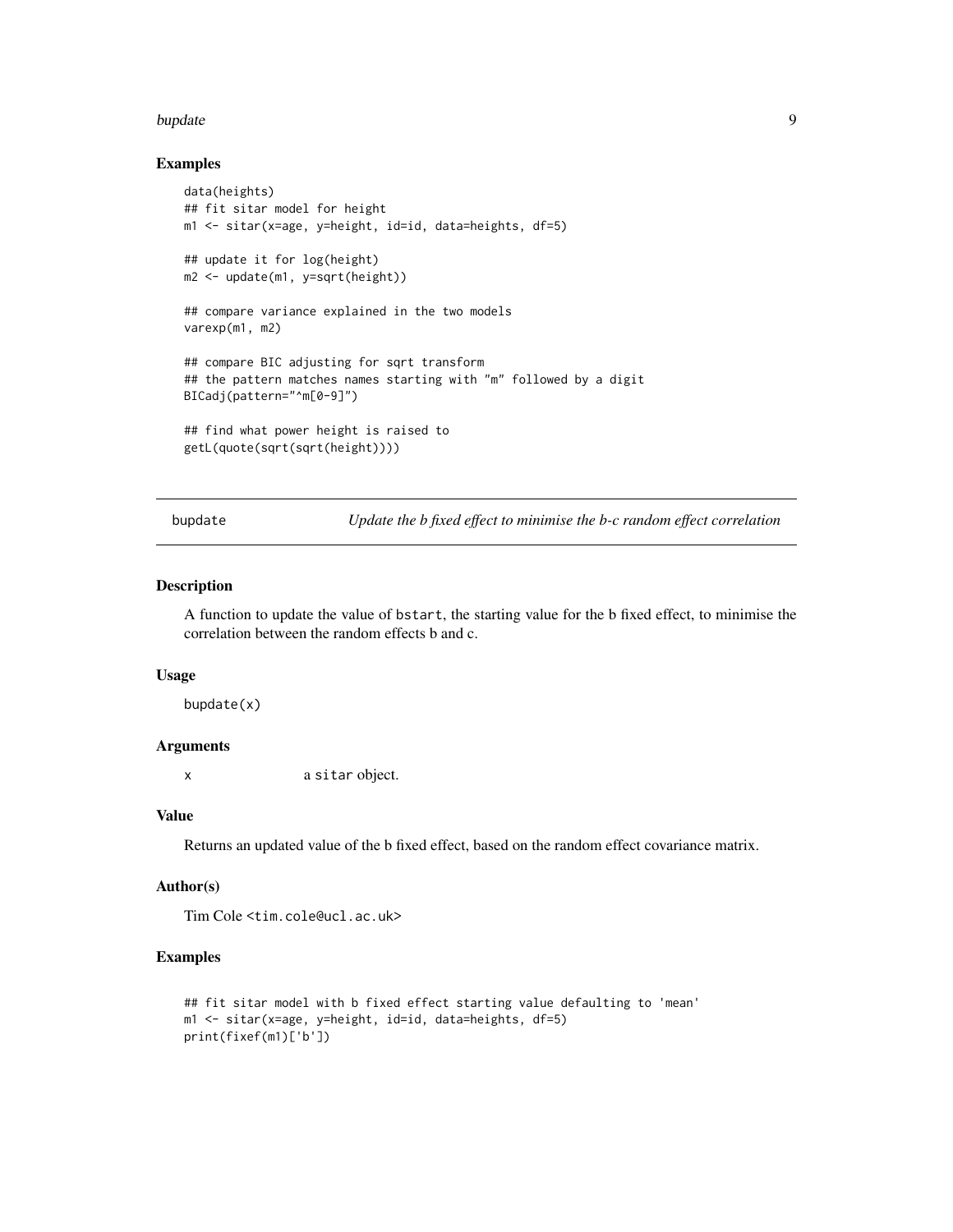### Examples

```
data(heights)
## fit sitar model for height
m1 <- sitar(x=age, y=height, id=id, data=heights, df=5)

## update it for log(height)
m2 <- update(m1, y=sqrt(height))

## compare variance explained in the two models
varexp(m1, m2)

## compare BIC adjusting for sqrt transform
## the pattern matches names starting with "m" followed by a digit
BICadj(pattern="^m[0-9]")

## find what power height is raised to
getL(quote(sqrt(sqrt(height))))
```

---

## bupdate — *Update the b fixed effect to minimise the b-c random effect correlation*

---

### Description

A function to update the value of bstart, the starting value for the b fixed effect, to minimise the correlation between the random effects b and c.

### Usage

```
bupdate(x)
```

### Arguments

| | |
|---|---|
| x | a sitar object. |

### Value

Returns an updated value of the b fixed effect, based on the random effect covariance matrix.

### Author(s)

Tim Cole <tim.cole@ucl.ac.uk>

### Examples

```
## fit sitar model with b fixed effect starting value defaulting to 'mean'
m1 <- sitar(x=age, y=height, id=id, data=heights, df=5)
print(fixef(m1)['b'])
```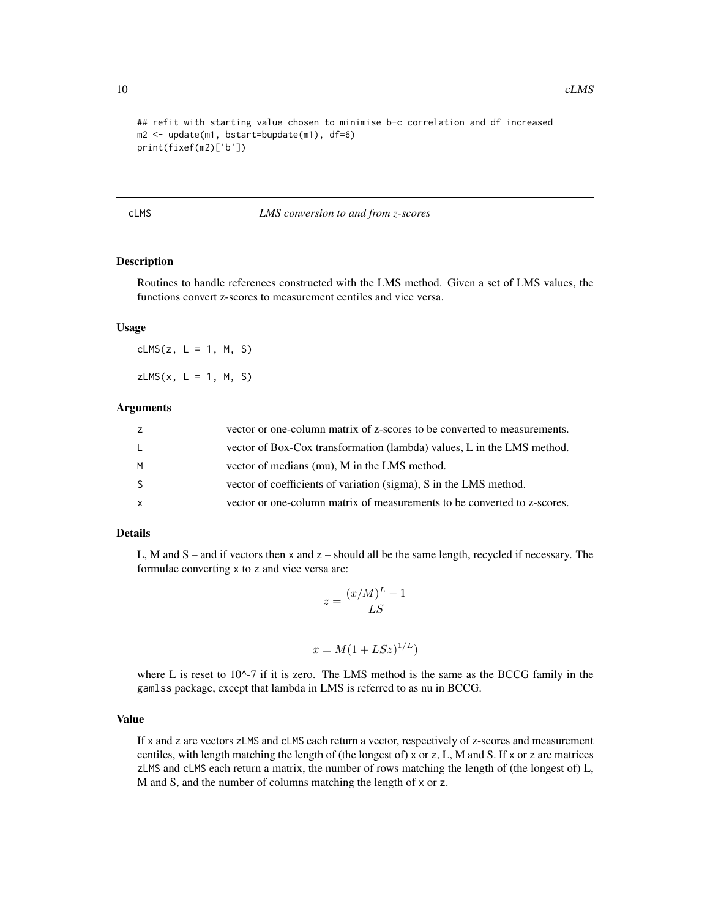```
## refit with starting value chosen to minimise b-c correlation and df increased
m2 <- update(m1, bstart=bupdate(m1), df=6)
print(fixef(m2)['b'])
```

## cLMS *LMS conversion to and from z-scores*

### Description

Routines to handle references constructed with the LMS method. Given a set of LMS values, the functions convert z-scores to measurement centiles and vice versa.

### Usage

```
cLMS(z, L = 1, M, S)

zLMS(x, L = 1, M, S)
```

### Arguments

| | |
|---|---|
| z | vector or one-column matrix of z-scores to be converted to measurements. |
| L | vector of Box-Cox transformation (lambda) values, L in the LMS method. |
| M | vector of medians (mu), M in the LMS method. |
| S | vector of coefficients of variation (sigma), S in the LMS method. |
| x | vector or one-column matrix of measurements to be converted to z-scores. |

### Details

L, M and S – and if vectors then x and z – should all be the same length, recycled if necessary. The formulae converting x to z and vice versa are:

$$z = \frac{(x/M)^L - 1}{LS}$$

$$x = M(1 + LSz)^{1/L})$$

where L is reset to 10^-7 if it is zero. The LMS method is the same as the BCCG family in the gamlss package, except that lambda in LMS is referred to as nu in BCCG.

### Value

If x and z are vectors zLMS and cLMS each return a vector, respectively of z-scores and measurement centiles, with length matching the length of (the longest of) x or z, L, M and S. If x or z are matrices zLMS and cLMS each return a matrix, the number of rows matching the length of (the longest of) L, M and S, and the number of columns matching the length of x or z.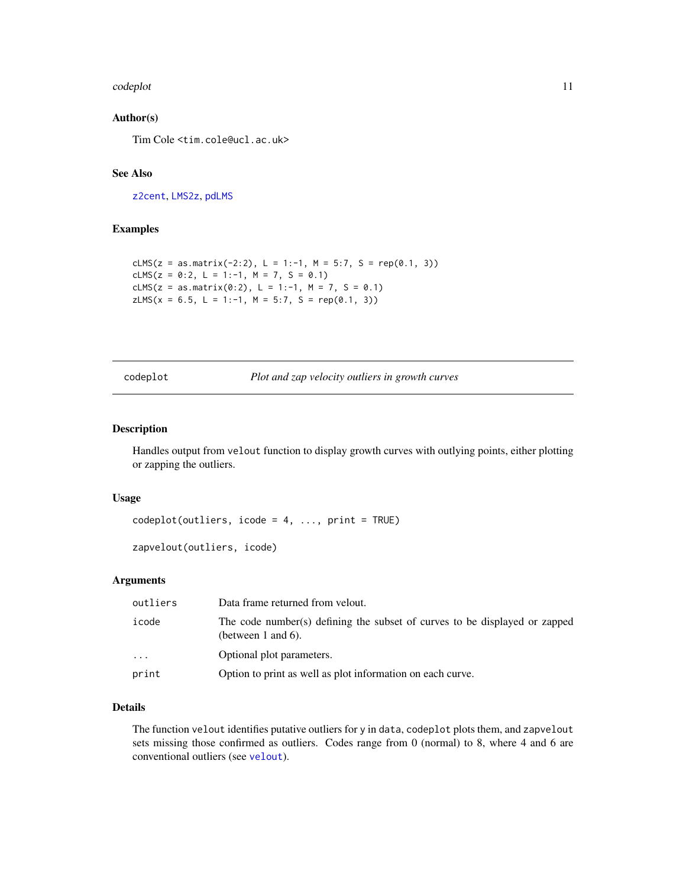### Author(s)

Tim Cole <tim.cole@ucl.ac.uk>

### See Also

z2cent, LMS2z, pdLMS

### Examples

```
cLMS(z = as.matrix(-2:2), L = 1:-1, M = 5:7, S = rep(0.1, 3))
cLMS(z = 0:2, L = 1:-1, M = 7, S = 0.1)
cLMS(z = as.matrix(0:2), L = 1:-1, M = 7, S = 0.1)
zLMS(x = 6.5, L = 1:-1, M = 5:7, S = rep(0.1, 3))
```

---

## codeplot — *Plot and zap velocity outliers in growth curves*

### Description

Handles output from velout function to display growth curves with outlying points, either plotting or zapping the outliers.

### Usage

```
codeplot(outliers, icode = 4, ..., print = TRUE)

zapvelout(outliers, icode)
```

### Arguments

| | |
|---|---|
| outliers | Data frame returned from velout. |
| icode | The code number(s) defining the subset of curves to be displayed or zapped (between 1 and 6). |
| ... | Optional plot parameters. |
| print | Option to print as well as plot information on each curve. |

### Details

The function velout identifies putative outliers for y in data, codeplot plots them, and zapvelout sets missing those confirmed as outliers. Codes range from 0 (normal) to 8, where 4 and 6 are conventional outliers (see velout).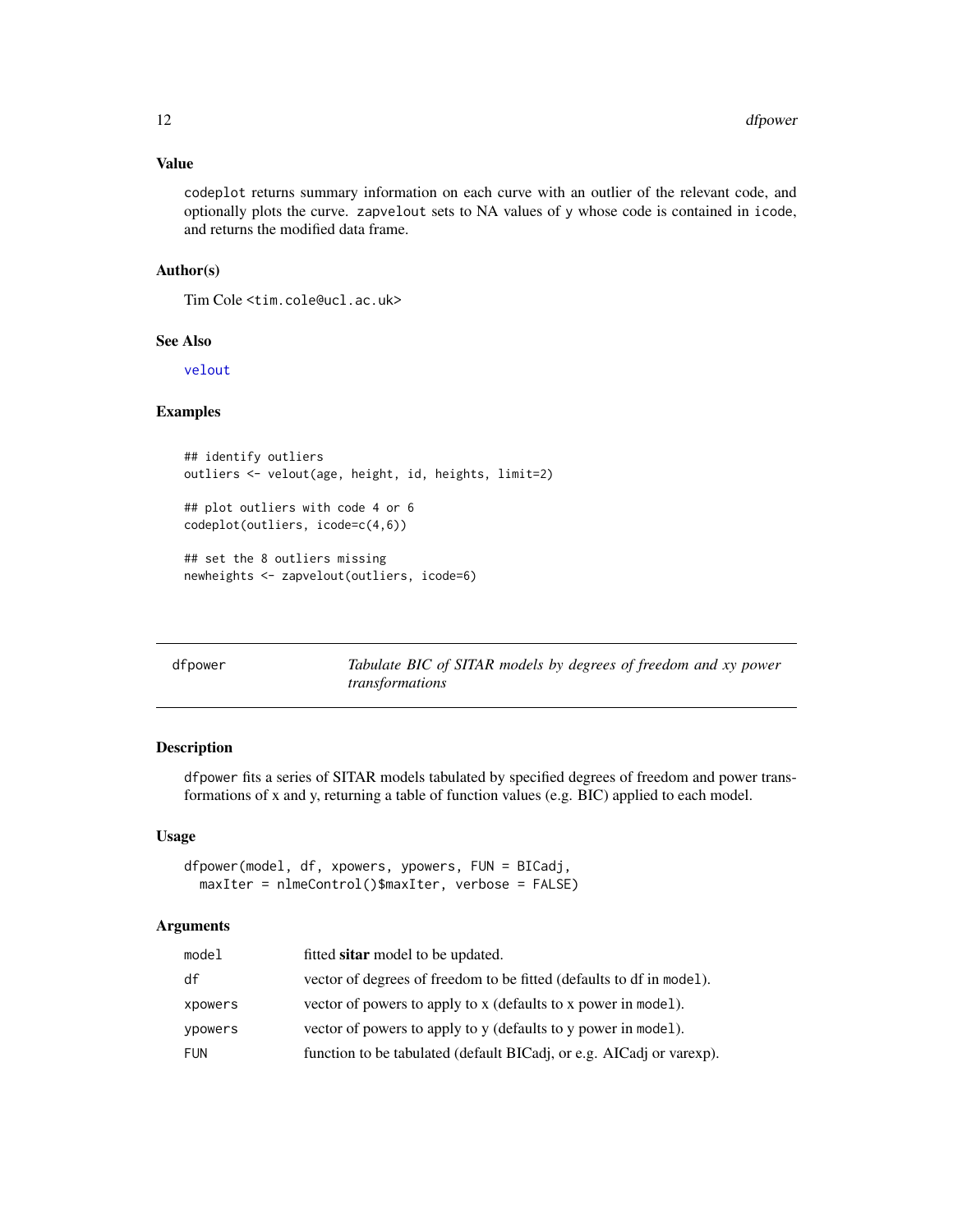### Value

codeplot returns summary information on each curve with an outlier of the relevant code, and optionally plots the curve. zapvelout sets to NA values of y whose code is contained in icode, and returns the modified data frame.

### Author(s)

Tim Cole <tim.cole@ucl.ac.uk>

### See Also

velout

### Examples

```
## identify outliers
outliers <- velout(age, height, id, heights, limit=2)

## plot outliers with code 4 or 6
codeplot(outliers, icode=c(4,6))

## set the 8 outliers missing
newheights <- zapvelout(outliers, icode=6)
```

---

## dfpower — *Tabulate BIC of SITAR models by degrees of freedom and xy power transformations*

### Description

dfpower fits a series of SITAR models tabulated by specified degrees of freedom and power transformations of x and y, returning a table of function values (e.g. BIC) applied to each model.

### Usage

```
dfpower(model, df, xpowers, ypowers, FUN = BICadj,
  maxIter = nlmeControl()$maxIter, verbose = FALSE)
```

### Arguments

| | |
|---|---|
| model | fitted **sitar** model to be updated. |
| df | vector of degrees of freedom to be fitted (defaults to df in model). |
| xpowers | vector of powers to apply to x (defaults to x power in model). |
| ypowers | vector of powers to apply to y (defaults to y power in model). |
| FUN | function to be tabulated (default BICadj, or e.g. AICadj or varexp). |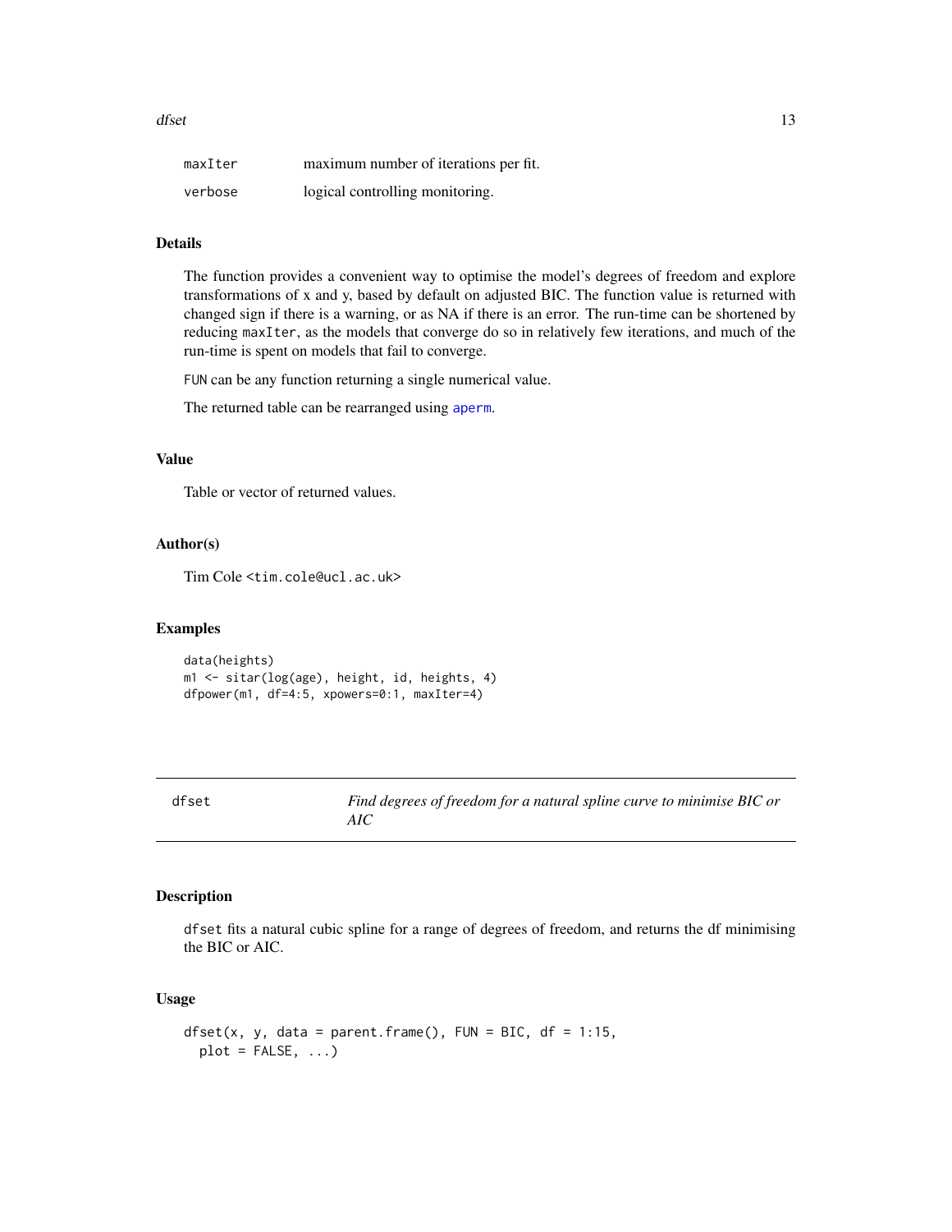| | |
|---|---|
| maxIter | maximum number of iterations per fit. |
| verbose | logical controlling monitoring. |

## Details

The function provides a convenient way to optimise the model's degrees of freedom and explore transformations of x and y, based by default on adjusted BIC. The function value is returned with changed sign if there is a warning, or as NA if there is an error. The run-time can be shortened by reducing maxIter, as the models that converge do so in relatively few iterations, and much of the run-time is spent on models that fail to converge.

FUN can be any function returning a single numerical value.

The returned table can be rearranged using aperm.

## Value

Table or vector of returned values.

## Author(s)

Tim Cole <tim.cole@ucl.ac.uk>

## Examples

```
data(heights)
m1 <- sitar(log(age), height, id, heights, 4)
dfpower(m1, df=4:5, xpowers=0:1, maxIter=4)
```

---

# dfset — *Find degrees of freedom for a natural spline curve to minimise BIC or AIC*

## Description

dfset fits a natural cubic spline for a range of degrees of freedom, and returns the df minimising the BIC or AIC.

## Usage

```
dfset(x, y, data = parent.frame(), FUN = BIC, df = 1:15,
  plot = FALSE, ...)
```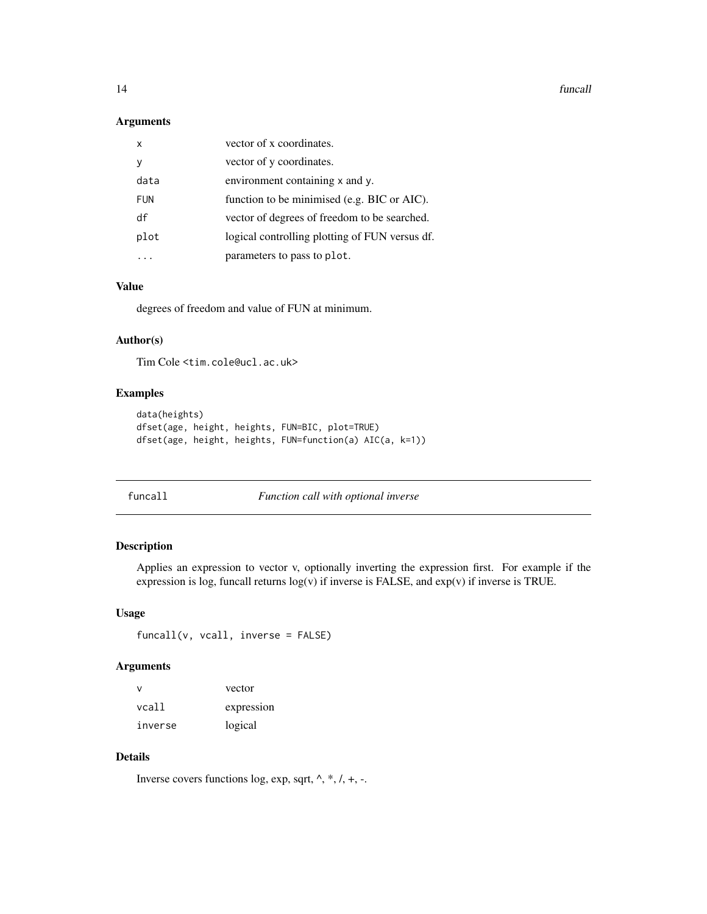### Arguments

| | |
|---|---|
| x | vector of x coordinates. |
| y | vector of y coordinates. |
| data | environment containing x and y. |
| FUN | function to be minimised (e.g. BIC or AIC). |
| df | vector of degrees of freedom to be searched. |
| plot | logical controlling plotting of FUN versus df. |
| ... | parameters to pass to plot. |

### Value

degrees of freedom and value of FUN at minimum.

### Author(s)

Tim Cole <tim.cole@ucl.ac.uk>

### Examples

```
data(heights)
dfset(age, height, heights, FUN=BIC, plot=TRUE)
dfset(age, height, heights, FUN=function(a) AIC(a, k=1))
```

---

## funcall — *Function call with optional inverse*

---

### Description

Applies an expression to vector v, optionally inverting the expression first. For example if the expression is log, funcall returns log(v) if inverse is FALSE, and exp(v) if inverse is TRUE.

### Usage

```
funcall(v, vcall, inverse = FALSE)
```

### Arguments

| | |
|---|---|
| v | vector |
| vcall | expression |
| inverse | logical |

### Details

Inverse covers functions log, exp, sqrt, ^, *, /, +, -.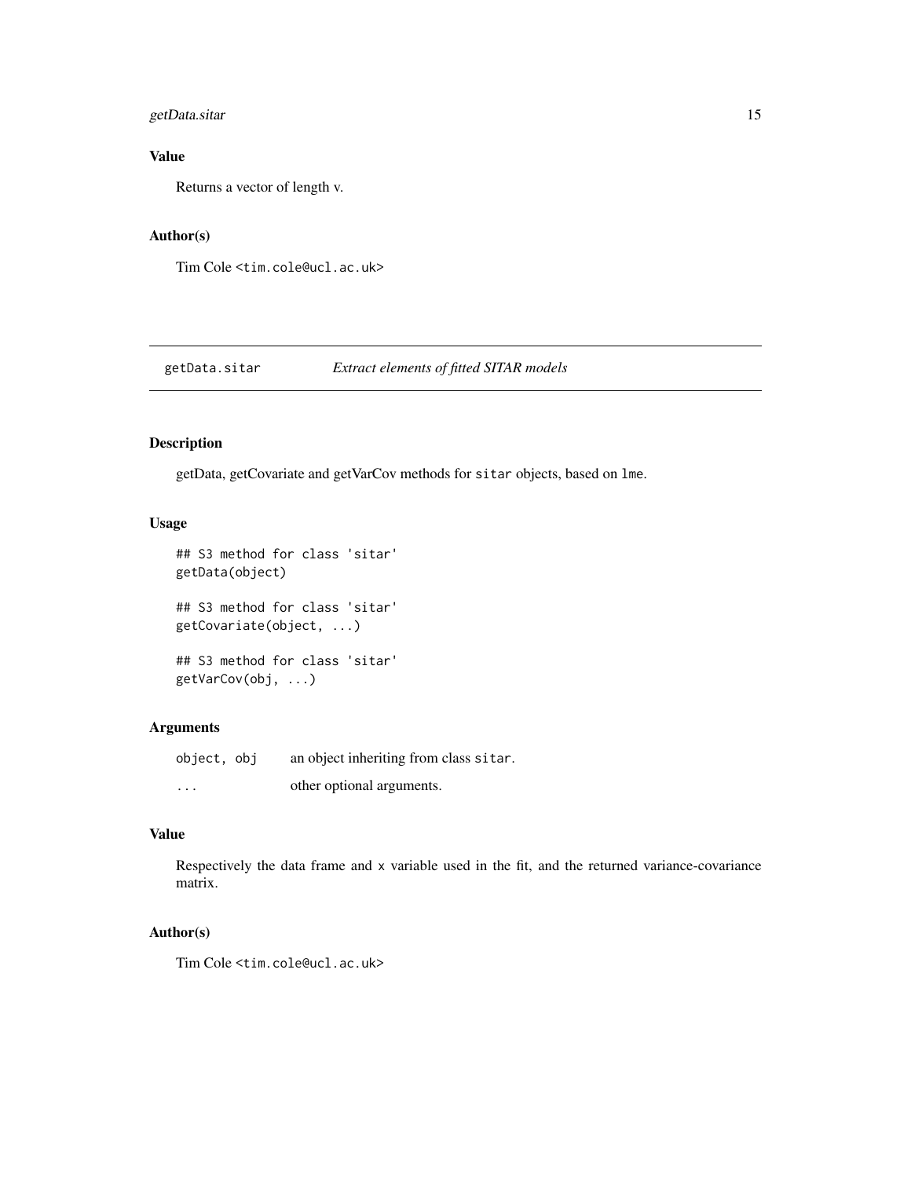### Value

Returns a vector of length v.

### Author(s)

Tim Cole <tim.cole@ucl.ac.uk>

---

## getData.sitar — *Extract elements of fitted SITAR models*

### Description

getData, getCovariate and getVarCov methods for `sitar` objects, based on `lme`.

### Usage

```
## S3 method for class 'sitar'
getData(object)

## S3 method for class 'sitar'
getCovariate(object, ...)

## S3 method for class 'sitar'
getVarCov(obj, ...)
```

### Arguments

| | |
|---|---|
| `object, obj` | an object inheriting from class `sitar`. |
| `...` | other optional arguments. |

### Value

Respectively the data frame and `x` variable used in the fit, and the returned variance-covariance matrix.

### Author(s)

Tim Cole <tim.cole@ucl.ac.uk>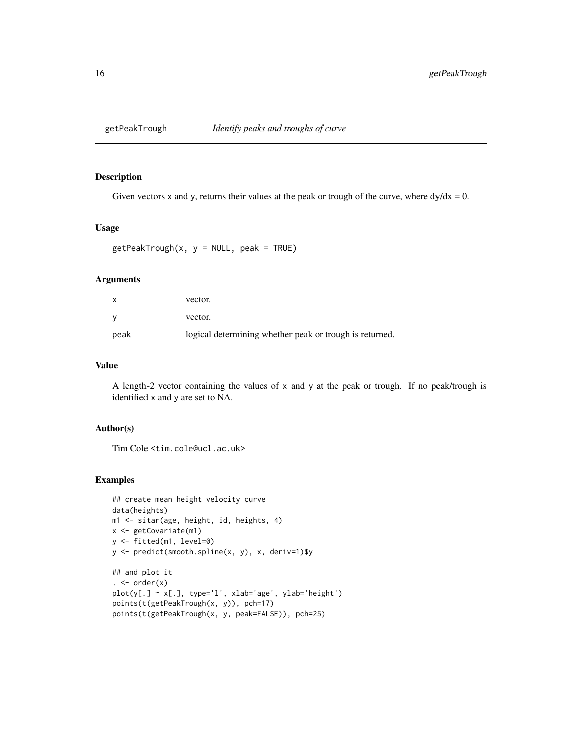# getPeakTrough *Identify peaks and troughs of curve*

## Description

Given vectors `x` and `y`, returns their values at the peak or trough of the curve, where $dy/dx = 0$.

## Usage

```
getPeakTrough(x, y = NULL, peak = TRUE)
```

## Arguments

| | |
|---|---|
| `x` | vector. |
| `y` | vector. |
| `peak` | logical determining whether peak or trough is returned. |

## Value

A length-2 vector containing the values of `x` and `y` at the peak or trough. If no peak/trough is identified `x` and `y` are set to NA.

## Author(s)

Tim Cole <tim.cole@ucl.ac.uk>

## Examples

```
## create mean height velocity curve
data(heights)
m1 <- sitar(age, height, id, heights, 4)
x <- getCovariate(m1)
y <- fitted(m1, level=0)
y <- predict(smooth.spline(x, y), x, deriv=1)$y

## and plot it
. <- order(x)
plot(y[.] ~ x[.], type='l', xlab='age', ylab='height')
points(t(getPeakTrough(x, y)), pch=17)
points(t(getPeakTrough(x, y, peak=FALSE)), pch=25)
```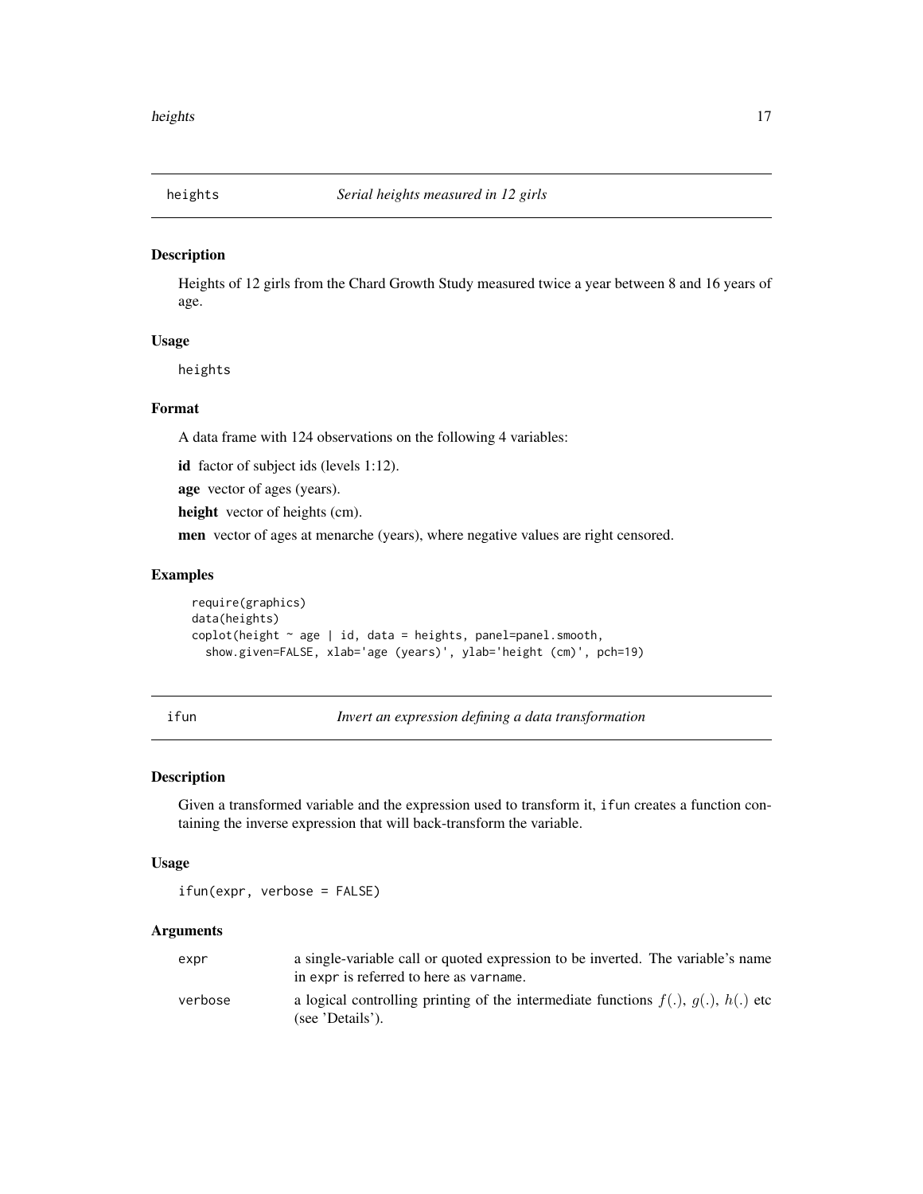## heights — *Serial heights measured in 12 girls*

### Description

Heights of 12 girls from the Chard Growth Study measured twice a year between 8 and 16 years of age.

### Usage

```
heights
```

### Format

A data frame with 124 observations on the following 4 variables:

**id** factor of subject ids (levels 1:12).

**age** vector of ages (years).

**height** vector of heights (cm).

**men** vector of ages at menarche (years), where negative values are right censored.

### Examples

```
require(graphics)
data(heights)
coplot(height ~ age | id, data = heights, panel=panel.smooth,
  show.given=FALSE, xlab='age (years)', ylab='height (cm)', pch=19)
```

## ifun — *Invert an expression defining a data transformation*

### Description

Given a transformed variable and the expression used to transform it, `ifun` creates a function containing the inverse expression that will back-transform the variable.

### Usage

```
ifun(expr, verbose = FALSE)
```

### Arguments

| | |
|---|---|
| `expr` | a single-variable call or quoted expression to be inverted. The variable's name in `expr` is referred to here as `varname`. |
| `verbose` | a logical controlling printing of the intermediate functions $f(.)$, $g(.)$, $h(.)$ etc (see 'Details'). |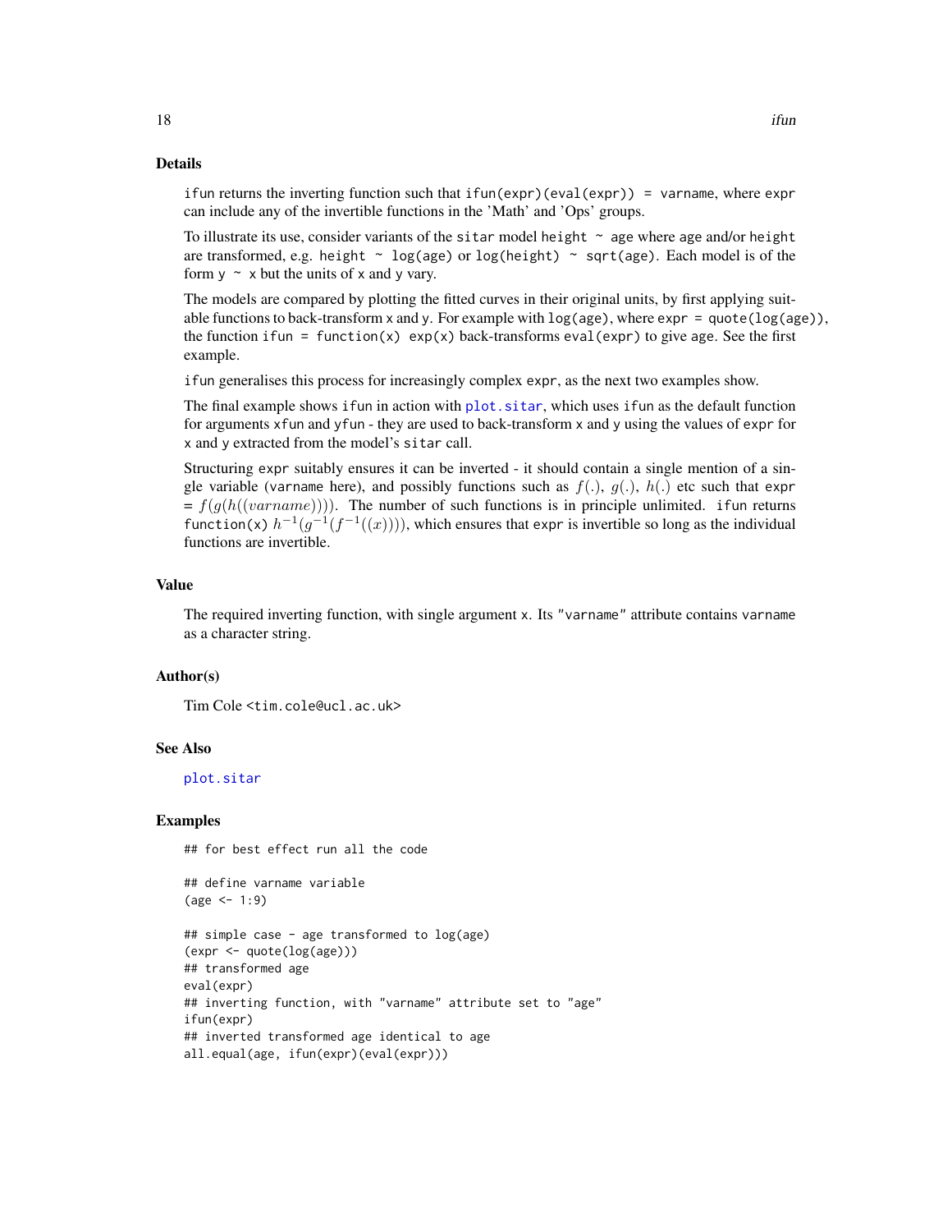## Details

`ifun` returns the inverting function such that `ifun(expr)(eval(expr)) = varname`, where `expr` can include any of the invertible functions in the 'Math' and 'Ops' groups.

To illustrate its use, consider variants of the `sitar` model `height ~ age` where `age` and/or `height` are transformed, e.g. `height ~ log(age)` or `log(height) ~ sqrt(age)`. Each model is of the form `y ~ x` but the units of `x` and `y` vary.

The models are compared by plotting the fitted curves in their original units, by first applying suitable functions to back-transform `x` and `y`. For example with `log(age)`, where `expr = quote(log(age))`, the function `ifun = function(x) exp(x)` back-transforms `eval(expr)` to give `age`. See the first example.

`ifun` generalises this process for increasingly complex `expr`, as the next two examples show.

The final example shows `ifun` in action with `plot.sitar`, which uses `ifun` as the default function for arguments `xfun` and `yfun` - they are used to back-transform `x` and `y` using the values of `expr` for `x` and `y` extracted from the model's `sitar` call.

Structuring `expr` suitably ensures it can be inverted - it should contain a single mention of a single variable (`varname` here), and possibly functions such as $f(.)$, $g(.)$, $h(.)$ etc such that `expr` = $f(g(h((varname))))$. The number of such functions is in principle unlimited. `ifun` returns `function(x)` $h^{-1}(g^{-1}(f^{-1}((x))))$, which ensures that `expr` is invertible so long as the individual functions are invertible.

## Value

The required inverting function, with single argument `x`. Its `"varname"` attribute contains `varname` as a character string.

## Author(s)

Tim Cole <tim.cole@ucl.ac.uk>

## See Also

`plot.sitar`

## Examples

```
## for best effect run all the code

## define varname variable
(age <- 1:9)

## simple case - age transformed to log(age)
(expr <- quote(log(age)))
## transformed age
eval(expr)
## inverting function, with "varname" attribute set to "age"
ifun(expr)
## inverted transformed age identical to age
all.equal(age, ifun(expr)(eval(expr)))
```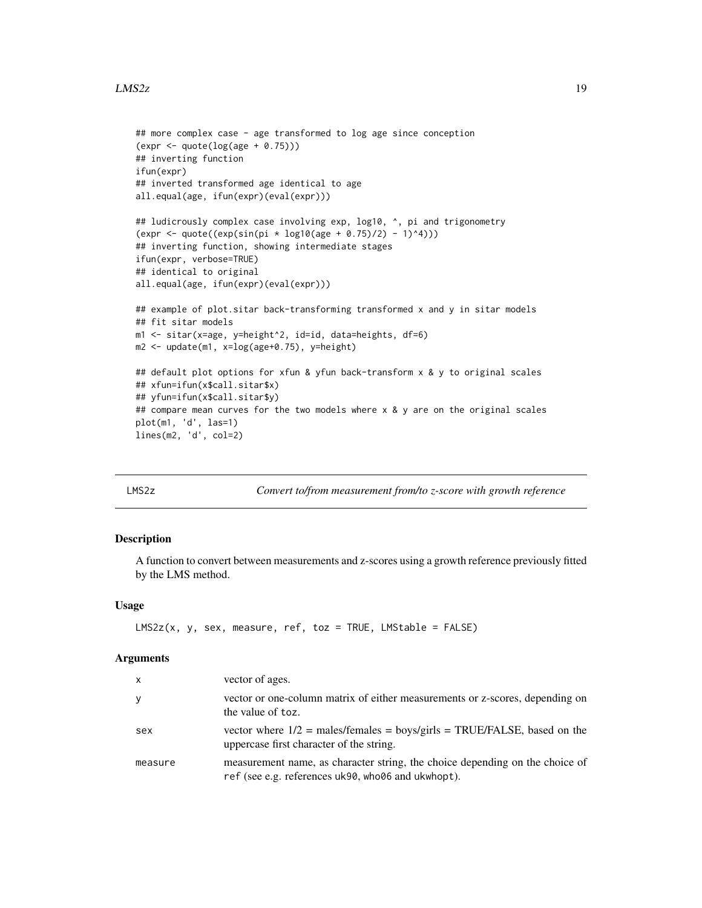```
## more complex case - age transformed to log age since conception
(expr <- quote(log(age + 0.75)))
## inverting function
ifun(expr)
## inverted transformed age identical to age
all.equal(age, ifun(expr)(eval(expr)))

## ludicrously complex case involving exp, log10, ^, pi and trigonometry
(expr <- quote((exp(sin(pi * log10(age + 0.75)/2) - 1)^4)))
## inverting function, showing intermediate stages
ifun(expr, verbose=TRUE)
## identical to original
all.equal(age, ifun(expr)(eval(expr)))

## example of plot.sitar back-transforming transformed x and y in sitar models
## fit sitar models
m1 <- sitar(x=age, y=height^2, id=id, data=heights, df=6)
m2 <- update(m1, x=log(age+0.75), y=height)

## default plot options for xfun & yfun back-transform x & y to original scales
## xfun=ifun(x$call.sitar$x)
## yfun=ifun(x$call.sitar$y)
## compare mean curves for the two models where x & y are on the original scales
plot(m1, 'd', las=1)
lines(m2, 'd', col=2)
```

# LMS2z — *Convert to/from measurement from/to z-score with growth reference*

### Description

A function to convert between measurements and z-scores using a growth reference previously fitted by the LMS method.

### Usage

```
LMS2z(x, y, sex, measure, ref, toz = TRUE, LMStable = FALSE)
```

### Arguments

| | |
|---|---|
| `x` | vector of ages. |
| `y` | vector or one-column matrix of either measurements or z-scores, depending on the value of `toz`. |
| `sex` | vector where 1/2 = males/females = boys/girls = TRUE/FALSE, based on the uppercase first character of the string. |
| `measure` | measurement name, as character string, the choice depending on the choice of `ref` (see e.g. references `uk90`, `who06` and `ukwhopt`). |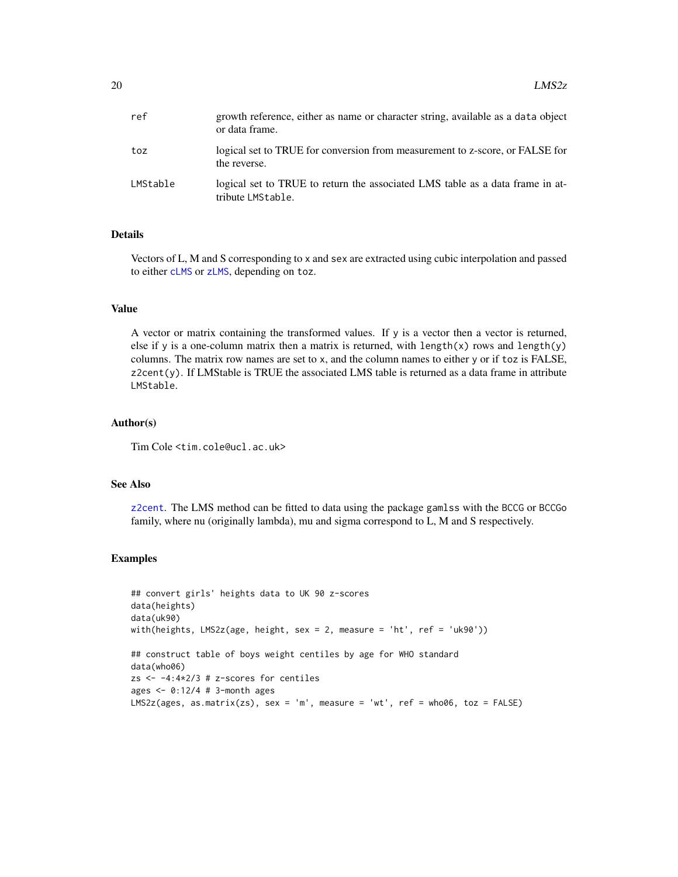| | |
|---|---|
| `ref` | growth reference, either as name or character string, available as a `data` object or data frame. |
| `toz` | logical set to TRUE for conversion from measurement to z-score, or FALSE for the reverse. |
| `LMStable` | logical set to TRUE to return the associated LMS table as a data frame in attribute `LMStable`. |

## Details

Vectors of L, M and S corresponding to `x` and `sex` are extracted using cubic interpolation and passed to either `cLMS` or `zLMS`, depending on `toz`.

## Value

A vector or matrix containing the transformed values. If `y` is a vector then a vector is returned, else if `y` is a one-column matrix then a matrix is returned, with `length(x)` rows and `length(y)` columns. The matrix row names are set to `x`, and the column names to either `y` or if `toz` is FALSE, `z2cent(y)`. If LMStable is TRUE the associated LMS table is returned as a data frame in attribute `LMStable`.

## Author(s)

Tim Cole <tim.cole@ucl.ac.uk>

## See Also

`z2cent`. The LMS method can be fitted to data using the package `gamlss` with the `BCCG` or `BCCGo` family, where nu (originally lambda), mu and sigma correspond to L, M and S respectively.

## Examples

```
## convert girls' heights data to UK 90 z-scores
data(heights)
data(uk90)
with(heights, LMS2z(age, height, sex = 2, measure = 'ht', ref = 'uk90'))

## construct table of boys weight centiles by age for WHO standard
data(who06)
zs <- -4:4*2/3 # z-scores for centiles
ages <- 0:12/4 # 3-month ages
LMS2z(ages, as.matrix(zs), sex = 'm', measure = 'wt', ref = who06, toz = FALSE)
```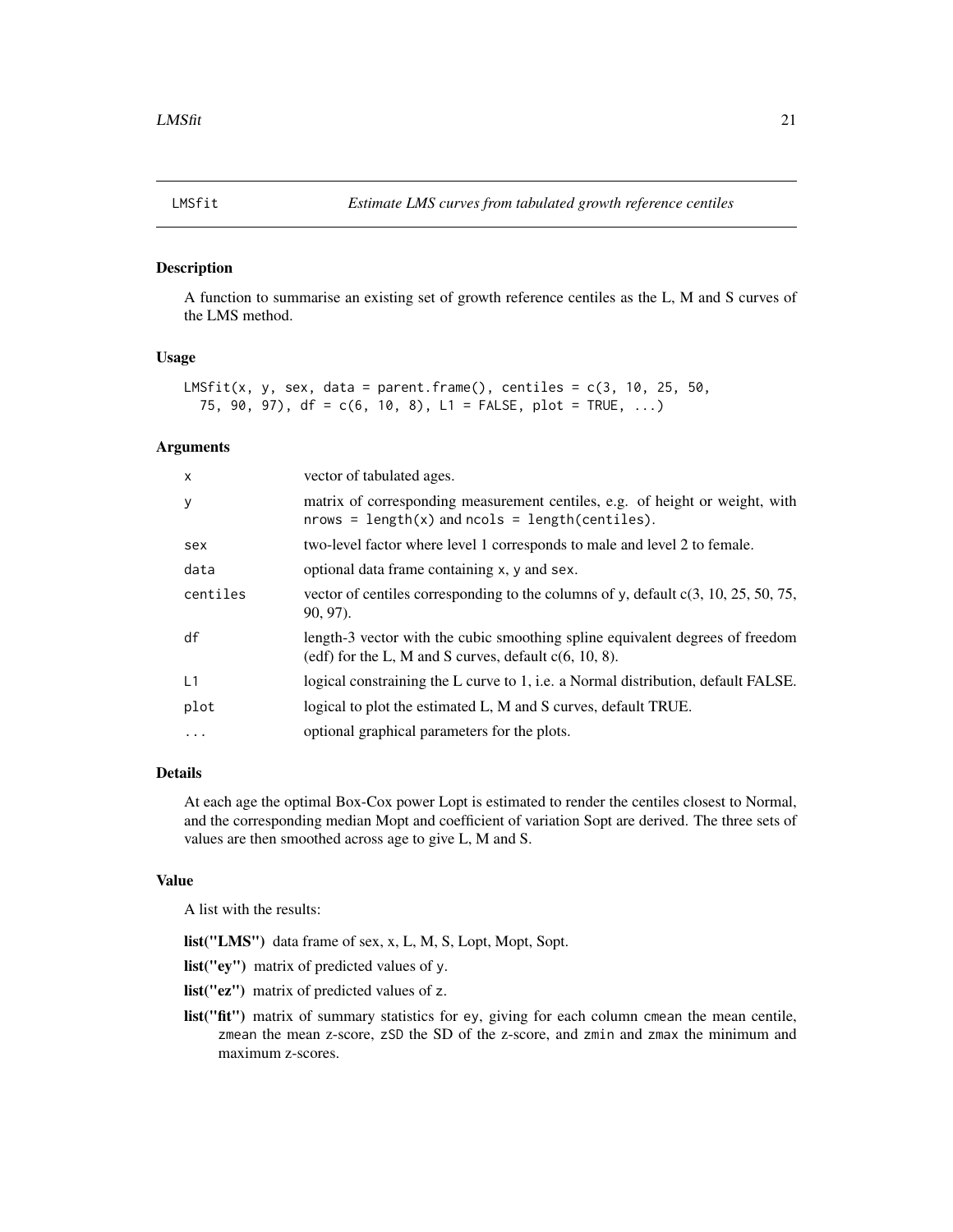# LMSfit — *Estimate LMS curves from tabulated growth reference centiles*

## Description

A function to summarise an existing set of growth reference centiles as the L, M and S curves of the LMS method.

## Usage

```
LMSfit(x, y, sex, data = parent.frame(), centiles = c(3, 10, 25, 50,
  75, 90, 97), df = c(6, 10, 8), L1 = FALSE, plot = TRUE, ...)
```

## Arguments

| Argument | Description |
|---|---|
| `x` | vector of tabulated ages. |
| `y` | matrix of corresponding measurement centiles, e.g. of height or weight, with `nrows = length(x)` and `ncols = length(centiles)`. |
| `sex` | two-level factor where level 1 corresponds to male and level 2 to female. |
| `data` | optional data frame containing `x`, `y` and `sex`. |
| `centiles` | vector of centiles corresponding to the columns of `y`, default c(3, 10, 25, 50, 75, 90, 97). |
| `df` | length-3 vector with the cubic smoothing spline equivalent degrees of freedom (edf) for the L, M and S curves, default c(6, 10, 8). |
| `L1` | logical constraining the L curve to 1, i.e. a Normal distribution, default FALSE. |
| `plot` | logical to plot the estimated L, M and S curves, default TRUE. |
| `...` | optional graphical parameters for the plots. |

## Details

At each age the optimal Box-Cox power Lopt is estimated to render the centiles closest to Normal, and the corresponding median Mopt and coefficient of variation Sopt are derived. The three sets of values are then smoothed across age to give L, M and S.

## Value

A list with the results:

**list("LMS")** data frame of sex, x, L, M, S, Lopt, Mopt, Sopt.

**list("ey")** matrix of predicted values of `y`.

**list("ez")** matrix of predicted values of `z`.

**list("fit")** matrix of summary statistics for `ey`, giving for each column `cmean` the mean centile, `zmean` the mean z-score, `zSD` the SD of the z-score, and `zmin` and `zmax` the minimum and maximum z-scores.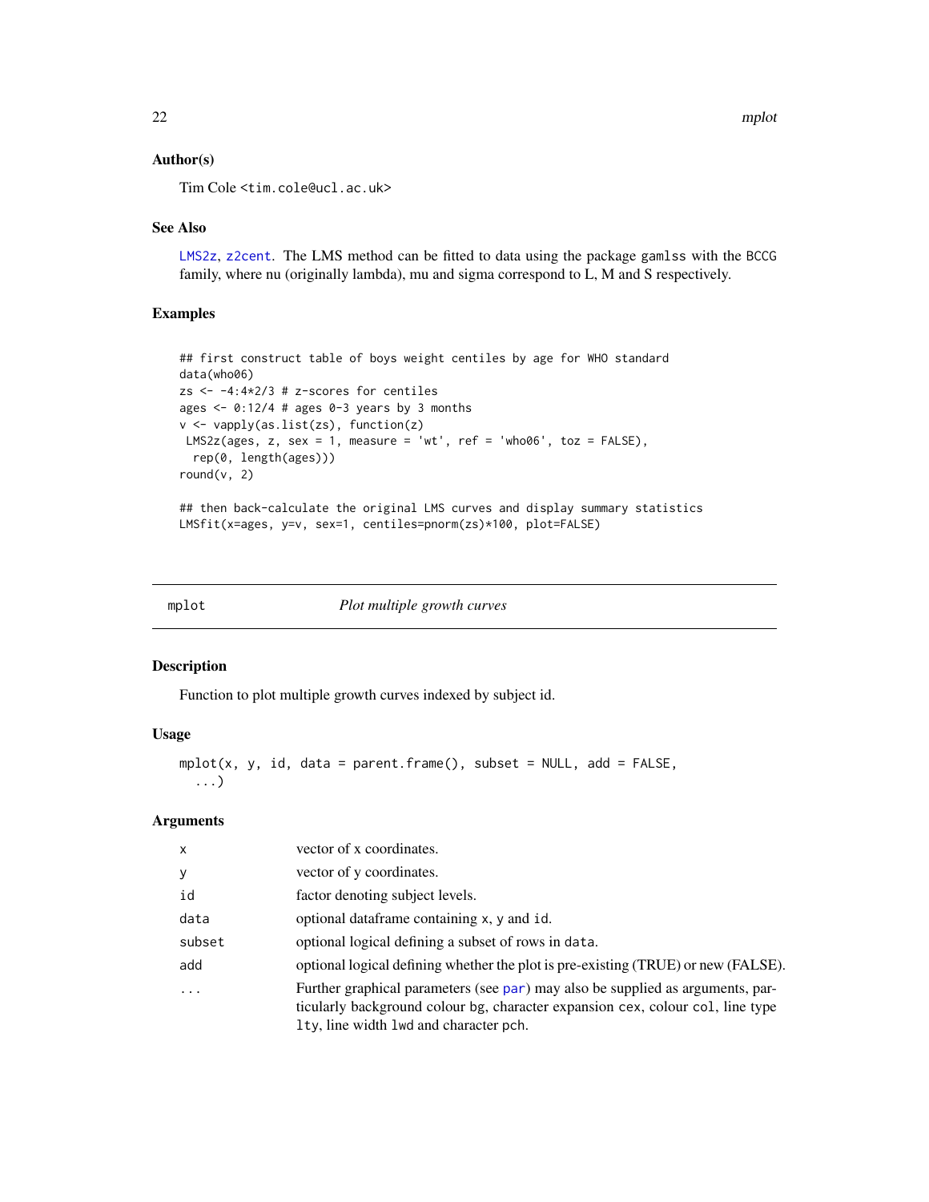### Author(s)

Tim Cole <tim.cole@ucl.ac.uk>

### See Also

LMS2z, z2cent. The LMS method can be fitted to data using the package gamlss with the BCCG family, where nu (originally lambda), mu and sigma correspond to L, M and S respectively.

### Examples

```
## first construct table of boys weight centiles by age for WHO standard
data(who06)
zs <- -4:4*2/3 # z-scores for centiles
ages <- 0:12/4 # ages 0-3 years by 3 months
v <- vapply(as.list(zs), function(z)
 LMS2z(ages, z, sex = 1, measure = 'wt', ref = 'who06', toz = FALSE),
  rep(0, length(ages)))
round(v, 2)

## then back-calculate the original LMS curves and display summary statistics
LMSfit(x=ages, y=v, sex=1, centiles=pnorm(zs)*100, plot=FALSE)
```

---

## mplot — *Plot multiple growth curves*

### Description

Function to plot multiple growth curves indexed by subject id.

### Usage

```
mplot(x, y, id, data = parent.frame(), subset = NULL, add = FALSE,
  ...)
```

### Arguments

| | |
|---|---|
| x | vector of x coordinates. |
| y | vector of y coordinates. |
| id | factor denoting subject levels. |
| data | optional dataframe containing x, y and id. |
| subset | optional logical defining a subset of rows in data. |
| add | optional logical defining whether the plot is pre-existing (TRUE) or new (FALSE). |
| ... | Further graphical parameters (see par) may also be supplied as arguments, particularly background colour bg, character expansion cex, colour col, line type lty, line width lwd and character pch. |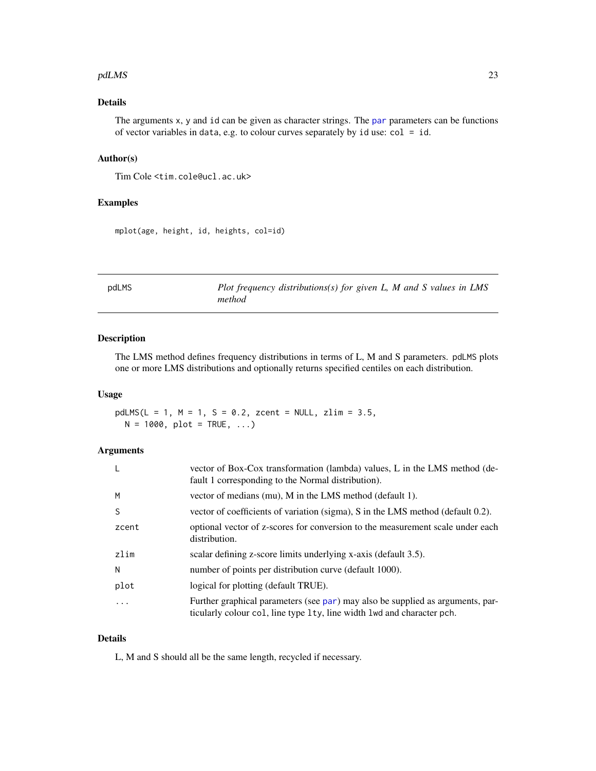### Details

The arguments x, y and id can be given as character strings. The par parameters can be functions of vector variables in data, e.g. to colour curves separately by id use: `col = id`.

### Author(s)

Tim Cole <tim.cole@ucl.ac.uk>

### Examples

```
mplot(age, height, id, heights, col=id)
```

---

## pdLMS — *Plot frequency distributions(s) for given L, M and S values in LMS method*

---

### Description

The LMS method defines frequency distributions in terms of L, M and S parameters. pdLMS plots one or more LMS distributions and optionally returns specified centiles on each distribution.

### Usage

```
pdLMS(L = 1, M = 1, S = 0.2, zcent = NULL, zlim = 3.5,
  N = 1000, plot = TRUE, ...)
```

### Arguments

| | |
|---|---|
| L | vector of Box-Cox transformation (lambda) values, L in the LMS method (default 1 corresponding to the Normal distribution). |
| M | vector of medians (mu), M in the LMS method (default 1). |
| S | vector of coefficients of variation (sigma), S in the LMS method (default 0.2). |
| zcent | optional vector of z-scores for conversion to the measurement scale under each distribution. |
| zlim | scalar defining z-score limits underlying x-axis (default 3.5). |
| N | number of points per distribution curve (default 1000). |
| plot | logical for plotting (default TRUE). |
| ... | Further graphical parameters (see par) may also be supplied as arguments, particularly colour col, line type lty, line width lwd and character pch. |

### Details

L, M and S should all be the same length, recycled if necessary.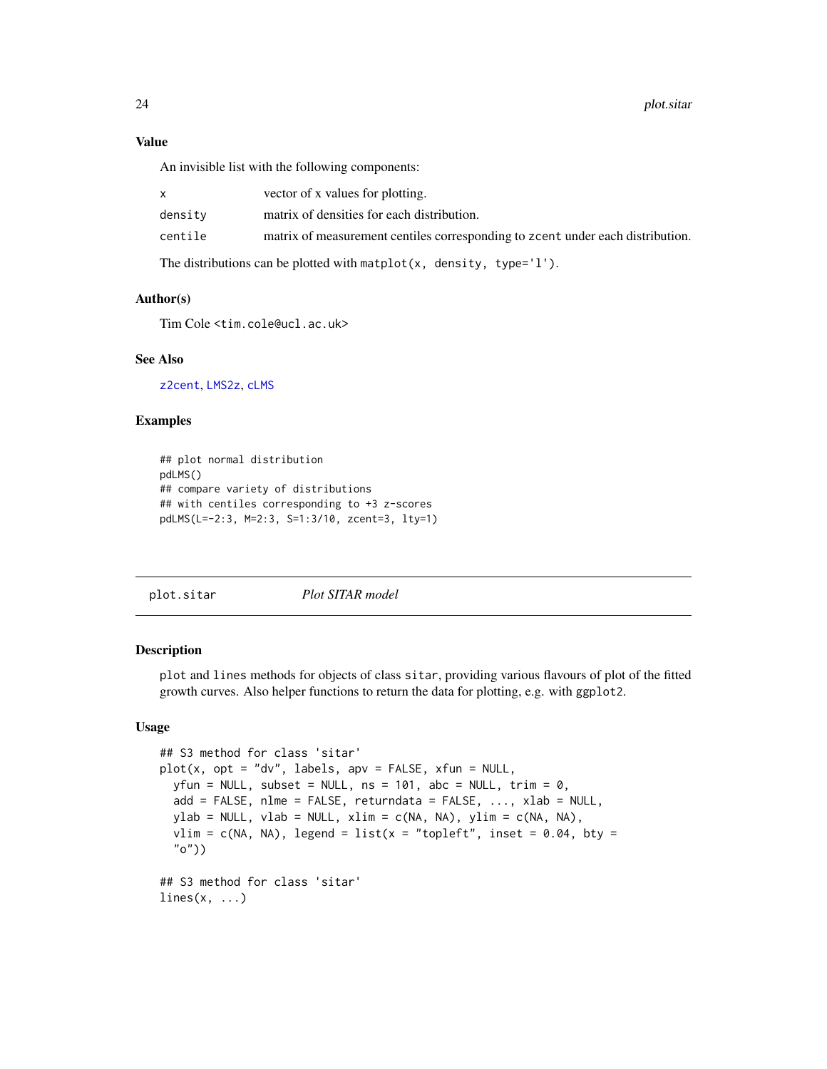### Value

An invisible list with the following components:

| | |
|---|---|
| x | vector of x values for plotting. |
| density | matrix of densities for each distribution. |
| centile | matrix of measurement centiles corresponding to zcent under each distribution. |

The distributions can be plotted with `matplot(x, density, type='l')`.

### Author(s)

Tim Cole <tim.cole@ucl.ac.uk>

### See Also

z2cent, LMS2z, cLMS

### Examples

```
## plot normal distribution
pdLMS()
## compare variety of distributions
## with centiles corresponding to +3 z-scores
pdLMS(L=-2:3, M=2:3, S=1:3/10, zcent=3, lty=1)
```

---

## plot.sitar *Plot SITAR model*

### Description

`plot` and `lines` methods for objects of class `sitar`, providing various flavours of plot of the fitted growth curves. Also helper functions to return the data for plotting, e.g. with `ggplot2`.

### Usage

```
## S3 method for class 'sitar'
plot(x, opt = "dv", labels, apv = FALSE, xfun = NULL,
  yfun = NULL, subset = NULL, ns = 101, abc = NULL, trim = 0,
  add = FALSE, nlme = FALSE, returndata = FALSE, ..., xlab = NULL,
  ylab = NULL, vlab = NULL, xlim = c(NA, NA), ylim = c(NA, NA),
  vlim = c(NA, NA), legend = list(x = "topleft", inset = 0.04, bty =
  "o"))

## S3 method for class 'sitar'
lines(x, ...)
```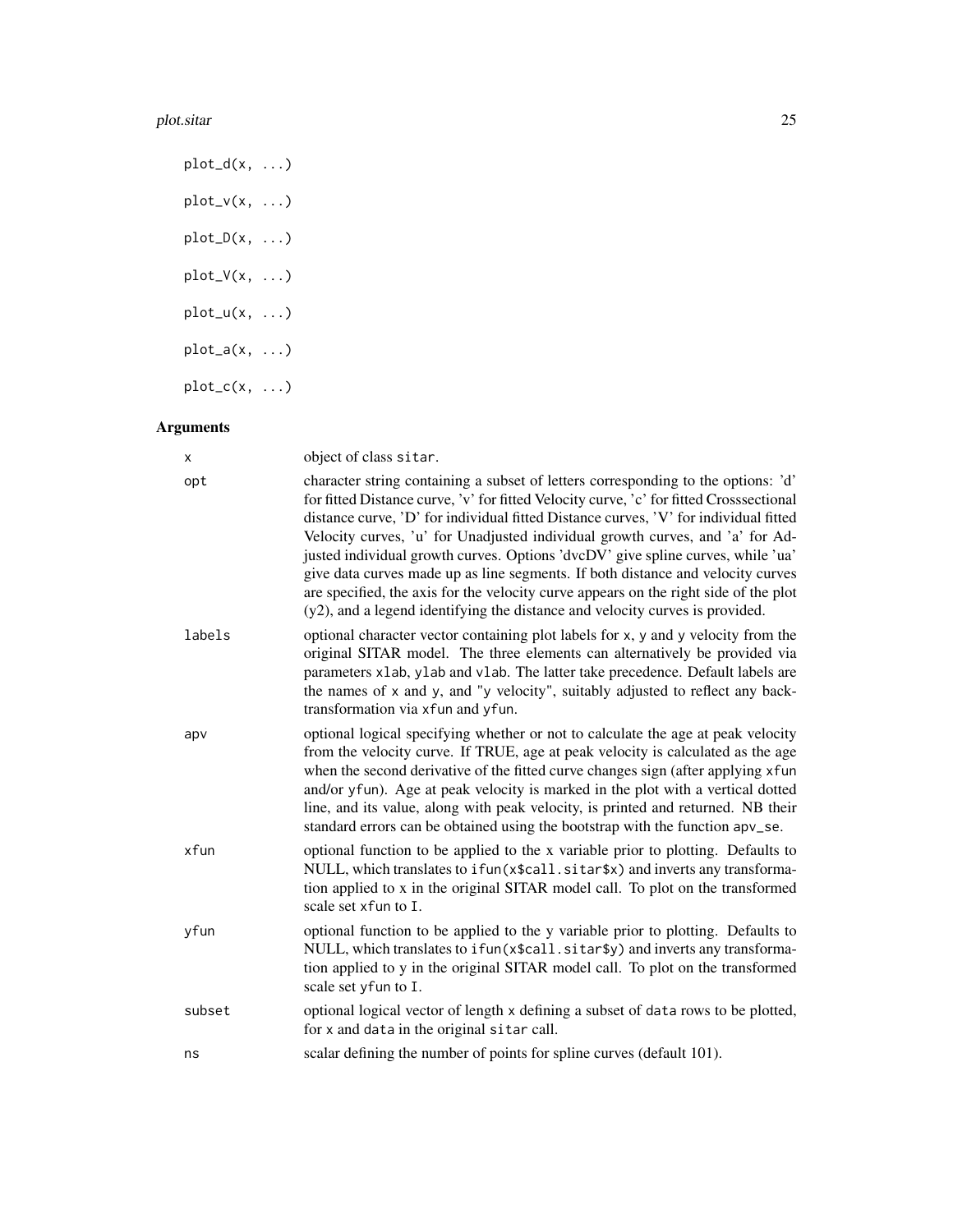```
plot_d(x, ...)

plot_v(x, ...)

plot_D(x, ...)

plot_V(x, ...)

plot_u(x, ...)

plot_a(x, ...)

plot_c(x, ...)
```

## Arguments

| | |
|---|---|
| x | object of class sitar. |
| opt | character string containing a subset of letters corresponding to the options: 'd' for fitted Distance curve, 'v' for fitted Velocity curve, 'c' for fitted Crosssectional distance curve, 'D' for individual fitted Distance curves, 'V' for individual fitted Velocity curves, 'u' for Unadjusted individual growth curves, and 'a' for Adjusted individual growth curves. Options 'dvcDV' give spline curves, while 'ua' give data curves made up as line segments. If both distance and velocity curves are specified, the axis for the velocity curve appears on the right side of the plot (y2), and a legend identifying the distance and velocity curves is provided. |
| labels | optional character vector containing plot labels for x, y and y velocity from the original SITAR model. The three elements can alternatively be provided via parameters xlab, ylab and vlab. The latter take precedence. Default labels are the names of x and y, and "y velocity", suitably adjusted to reflect any back-transformation via xfun and yfun. |
| apv | optional logical specifying whether or not to calculate the age at peak velocity from the velocity curve. If TRUE, age at peak velocity is calculated as the age when the second derivative of the fitted curve changes sign (after applying xfun and/or yfun). Age at peak velocity is marked in the plot with a vertical dotted line, and its value, along with peak velocity, is printed and returned. NB their standard errors can be obtained using the bootstrap with the function apv_se. |
| xfun | optional function to be applied to the x variable prior to plotting. Defaults to NULL, which translates to ifun(x$call.sitar$x) and inverts any transformation applied to x in the original SITAR model call. To plot on the transformed scale set xfun to I. |
| yfun | optional function to be applied to the y variable prior to plotting. Defaults to NULL, which translates to ifun(x$call.sitar$y) and inverts any transformation applied to y in the original SITAR model call. To plot on the transformed scale set yfun to I. |
| subset | optional logical vector of length x defining a subset of data rows to be plotted, for x and data in the original sitar call. |
| ns | scalar defining the number of points for spline curves (default 101). |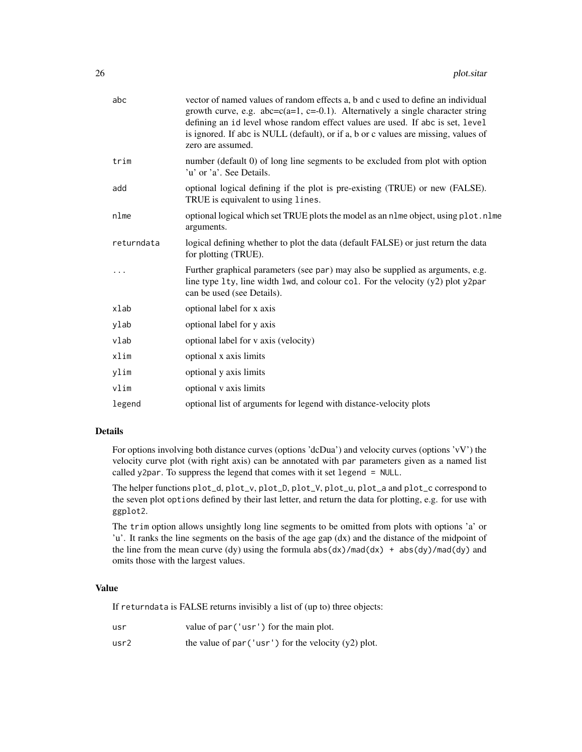| | |
|---|---|
| abc | vector of named values of random effects a, b and c used to define an individual growth curve, e.g. abc=c(a=1, c=-0.1). Alternatively a single character string defining an id level whose random effect values are used. If abc is set, level is ignored. If abc is NULL (default), or if a, b or c values are missing, values of zero are assumed. |
| trim | number (default 0) of long line segments to be excluded from plot with option 'u' or 'a'. See Details. |
| add | optional logical defining if the plot is pre-existing (TRUE) or new (FALSE). TRUE is equivalent to using lines. |
| nlme | optional logical which set TRUE plots the model as an nlme object, using plot.nlme arguments. |
| returndata | logical defining whether to plot the data (default FALSE) or just return the data for plotting (TRUE). |
| ... | Further graphical parameters (see par) may also be supplied as arguments, e.g. line type lty, line width lwd, and colour col. For the velocity (y2) plot y2par can be used (see Details). |
| xlab | optional label for x axis |
| ylab | optional label for y axis |
| vlab | optional label for v axis (velocity) |
| xlim | optional x axis limits |
| ylim | optional y axis limits |
| vlim | optional v axis limits |
| legend | optional list of arguments for legend with distance-velocity plots |

## Details

For options involving both distance curves (options 'dcDua') and velocity curves (options 'vV') the velocity curve plot (with right axis) can be annotated with par parameters given as a named list called y2par. To suppress the legend that comes with it set legend = NULL.

The helper functions plot_d, plot_v, plot_D, plot_V, plot_u, plot_a and plot_c correspond to the seven plot options defined by their last letter, and return the data for plotting, e.g. for use with ggplot2.

The trim option allows unsightly long line segments to be omitted from plots with options 'a' or 'u'. It ranks the line segments on the basis of the age gap (dx) and the distance of the midpoint of the line from the mean curve (dy) using the formula abs(dx)/mad(dx) + abs(dy)/mad(dy) and omits those with the largest values.

## Value

If returndata is FALSE returns invisibly a list of (up to) three objects:

| | |
|---|---|
| usr | value of par('usr') for the main plot. |
| usr2 | the value of par('usr') for the velocity (y2) plot. |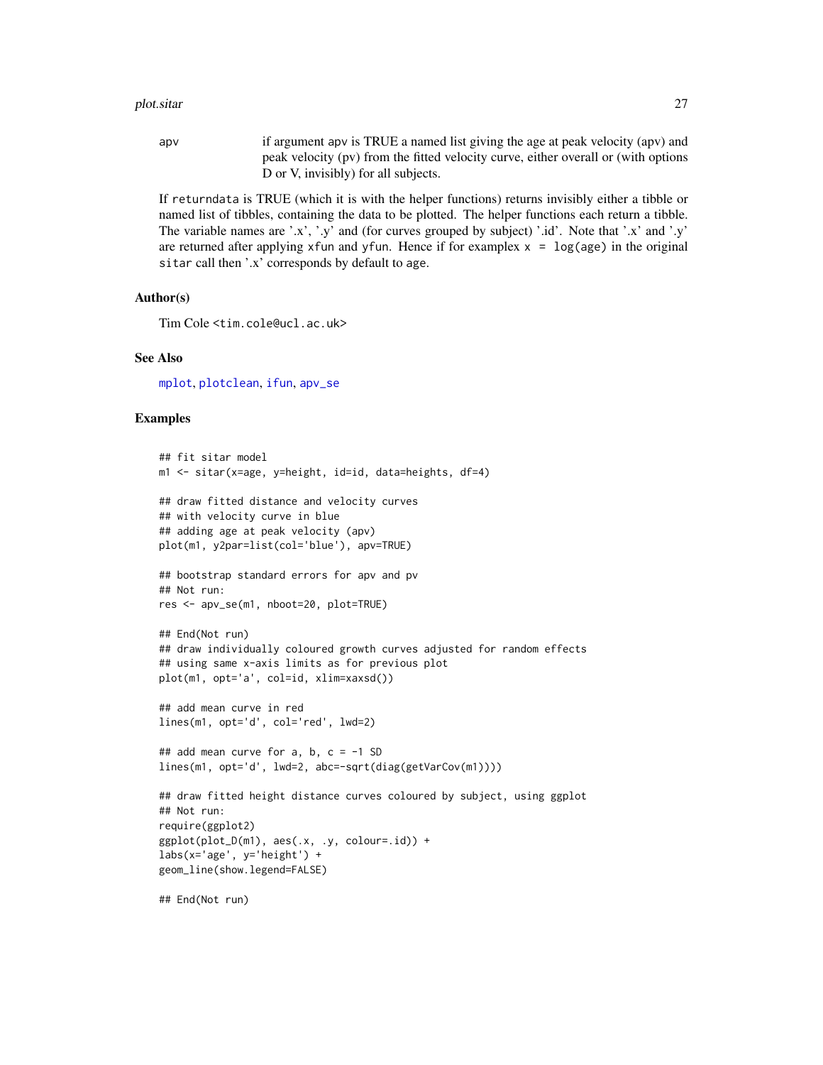apv    if argument apv is TRUE a named list giving the age at peak velocity (apv) and peak velocity (pv) from the fitted velocity curve, either overall or (with options D or V, invisibly) for all subjects.

If returndata is TRUE (which it is with the helper functions) returns invisibly either a tibble or named list of tibbles, containing the data to be plotted. The helper functions each return a tibble. The variable names are '.x', '.y' and (for curves grouped by subject) '.id'. Note that '.x' and '.y' are returned after applying xfun and yfun. Hence if for examplex x = log(age) in the original sitar call then '.x' corresponds by default to age.

## Author(s)

Tim Cole <tim.cole@ucl.ac.uk>

## See Also

mplot, plotclean, ifun, apv_se

## Examples

```
## fit sitar model
m1 <- sitar(x=age, y=height, id=id, data=heights, df=4)

## draw fitted distance and velocity curves
## with velocity curve in blue
## adding age at peak velocity (apv)
plot(m1, y2par=list(col='blue'), apv=TRUE)

## bootstrap standard errors for apv and pv
## Not run:
res <- apv_se(m1, nboot=20, plot=TRUE)

## End(Not run)
## draw individually coloured growth curves adjusted for random effects
## using same x-axis limits as for previous plot
plot(m1, opt='a', col=id, xlim=xaxsd())

## add mean curve in red
lines(m1, opt='d', col='red', lwd=2)

## add mean curve for a, b, c = -1 SD
lines(m1, opt='d', lwd=2, abc=-sqrt(diag(getVarCov(m1))))

## draw fitted height distance curves coloured by subject, using ggplot
## Not run:
require(ggplot2)
ggplot(plot_D(m1), aes(.x, .y, colour=.id)) +
labs(x='age', y='height') +
geom_line(show.legend=FALSE)

## End(Not run)
```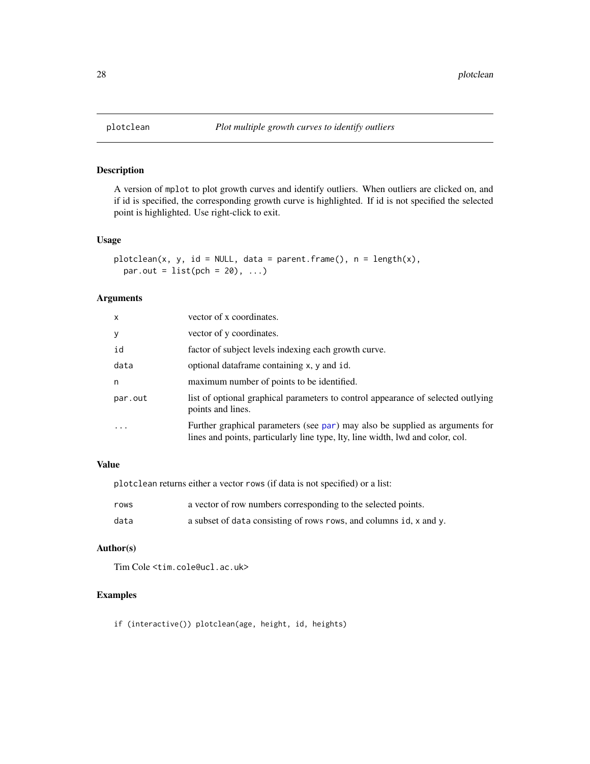## plotclean — *Plot multiple growth curves to identify outliers*

### Description

A version of `mplot` to plot growth curves and identify outliers. When outliers are clicked on, and if id is specified, the corresponding growth curve is highlighted. If id is not specified the selected point is highlighted. Use right-click to exit.

### Usage

```
plotclean(x, y, id = NULL, data = parent.frame(), n = length(x),
  par.out = list(pch = 20), ...)
```

### Arguments

| | |
|---|---|
| `x` | vector of x coordinates. |
| `y` | vector of y coordinates. |
| `id` | factor of subject levels indexing each growth curve. |
| `data` | optional dataframe containing `x`, `y` and `id`. |
| `n` | maximum number of points to be identified. |
| `par.out` | list of optional graphical parameters to control appearance of selected outlying points and lines. |
| `...` | Further graphical parameters (see `par`) may also be supplied as arguments for lines and points, particularly line type, lty, line width, lwd and color, col. |

### Value

`plotclean` returns either a vector `rows` (if data is not specified) or a list:

| | |
|---|---|
| `rows` | a vector of row numbers corresponding to the selected points. |
| `data` | a subset of `data` consisting of rows `rows`, and columns `id`, `x` and `y`. |

### Author(s)

Tim Cole <tim.cole@ucl.ac.uk>

### Examples

```
if (interactive()) plotclean(age, height, id, heights)
```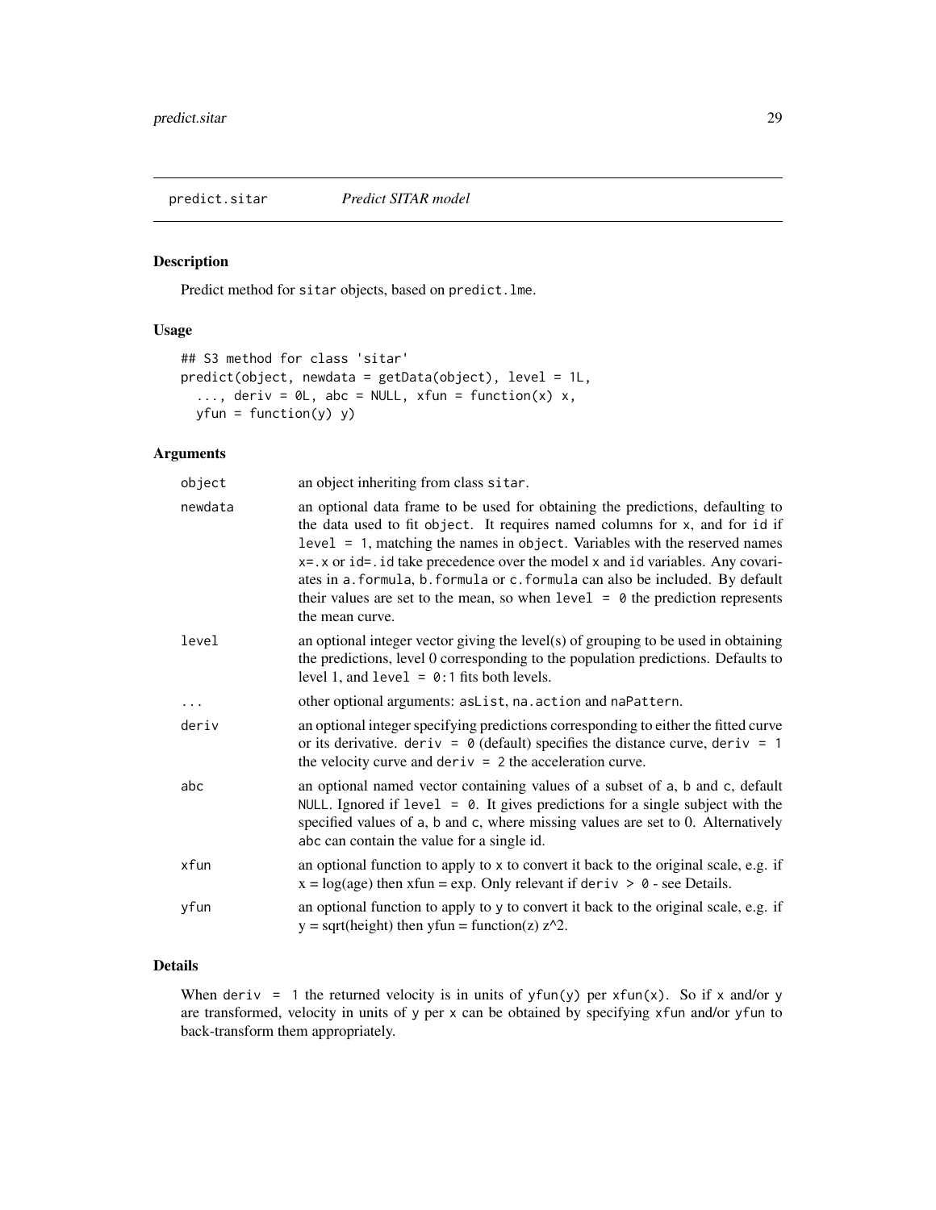# predict.sitar *Predict SITAR model*

## Description

Predict method for sitar objects, based on predict.lme.

## Usage

```
## S3 method for class 'sitar'
predict(object, newdata = getData(object), level = 1L,
  ..., deriv = 0L, abc = NULL, xfun = function(x) x,
  yfun = function(y) y)
```

## Arguments

| | |
|---|---|
| object | an object inheriting from class sitar. |
| newdata | an optional data frame to be used for obtaining the predictions, defaulting to the data used to fit object. It requires named columns for x, and for id if level = 1, matching the names in object. Variables with the reserved names x=.x or id=.id take precedence over the model x and id variables. Any covariates in a.formula, b.formula or c.formula can also be included. By default their values are set to the mean, so when level = 0 the prediction represents the mean curve. |
| level | an optional integer vector giving the level(s) of grouping to be used in obtaining the predictions, level 0 corresponding to the population predictions. Defaults to level 1, and level = 0:1 fits both levels. |
| ... | other optional arguments: asList, na.action and naPattern. |
| deriv | an optional integer specifying predictions corresponding to either the fitted curve or its derivative. deriv = 0 (default) specifies the distance curve, deriv = 1 the velocity curve and deriv = 2 the acceleration curve. |
| abc | an optional named vector containing values of a subset of a, b and c, default NULL. Ignored if level = 0. It gives predictions for a single subject with the specified values of a, b and c, where missing values are set to 0. Alternatively abc can contain the value for a single id. |
| xfun | an optional function to apply to x to convert it back to the original scale, e.g. if x = log(age) then xfun = exp. Only relevant if deriv > 0 - see Details. |
| yfun | an optional function to apply to y to convert it back to the original scale, e.g. if y = sqrt(height) then yfun = function(z) z^2. |

## Details

When deriv = 1 the returned velocity is in units of yfun(y) per xfun(x). So if x and/or y are transformed, velocity in units of y per x can be obtained by specifying xfun and/or yfun to back-transform them appropriately.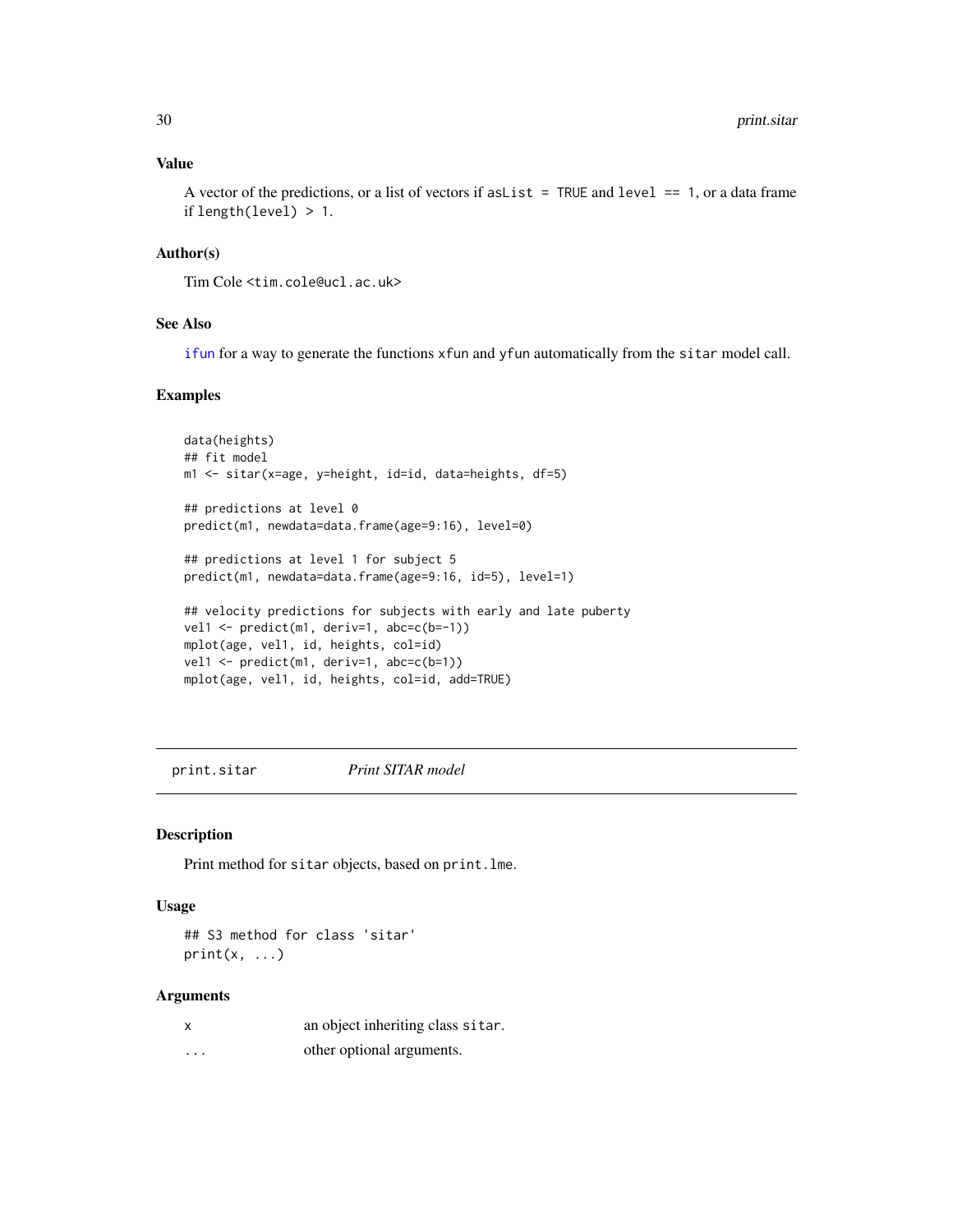## Value

A vector of the predictions, or a list of vectors if `asList = TRUE` and `level == 1`, or a data frame if `length(level) > 1`.

## Author(s)

Tim Cole <tim.cole@ucl.ac.uk>

## See Also

`ifun` for a way to generate the functions `xfun` and `yfun` automatically from the `sitar` model call.

## Examples

```
data(heights)
## fit model
m1 <- sitar(x=age, y=height, id=id, data=heights, df=5)

## predictions at level 0
predict(m1, newdata=data.frame(age=9:16), level=0)

## predictions at level 1 for subject 5
predict(m1, newdata=data.frame(age=9:16, id=5), level=1)

## velocity predictions for subjects with early and late puberty
vel1 <- predict(m1, deriv=1, abc=c(b=-1))
mplot(age, vel1, id, heights, col=id)
vel1 <- predict(m1, deriv=1, abc=c(b=1))
mplot(age, vel1, id, heights, col=id, add=TRUE)
```

---

# print.sitar    *Print SITAR model*

## Description

Print method for `sitar` objects, based on `print.lme`.

## Usage

```
## S3 method for class 'sitar'
print(x, ...)
```

## Arguments

| | |
|---|---|
| x | an object inheriting class `sitar`. |
| ... | other optional arguments. |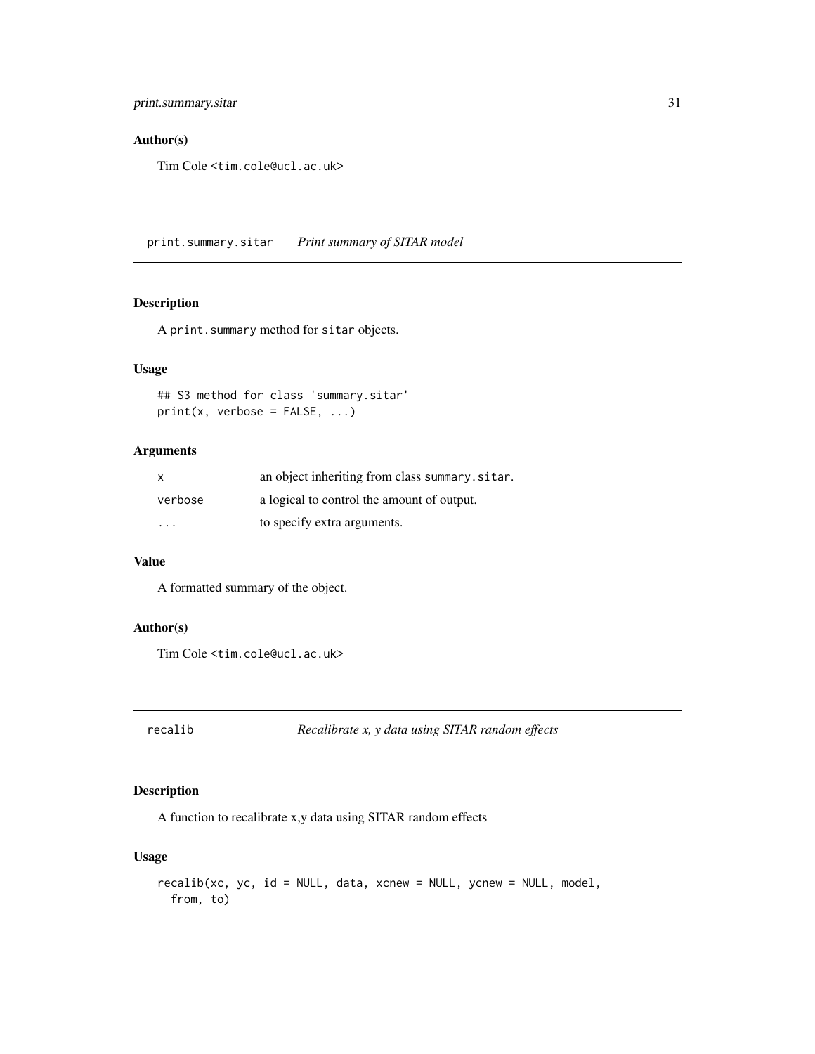### Author(s)

Tim Cole <tim.cole@ucl.ac.uk>

## print.summary.sitar — *Print summary of SITAR model*

### Description

A `print.summary` method for `sitar` objects.

### Usage

```
## S3 method for class 'summary.sitar'
print(x, verbose = FALSE, ...)
```

### Arguments

| | |
|---|---|
| `x` | an object inheriting from class `summary.sitar`. |
| `verbose` | a logical to control the amount of output. |
| `...` | to specify extra arguments. |

### Value

A formatted summary of the object.

### Author(s)

Tim Cole <tim.cole@ucl.ac.uk>

## recalib — *Recalibrate x, y data using SITAR random effects*

### Description

A function to recalibrate x,y data using SITAR random effects

### Usage

```
recalib(xc, yc, id = NULL, data, xcnew = NULL, ycnew = NULL, model,
  from, to)
```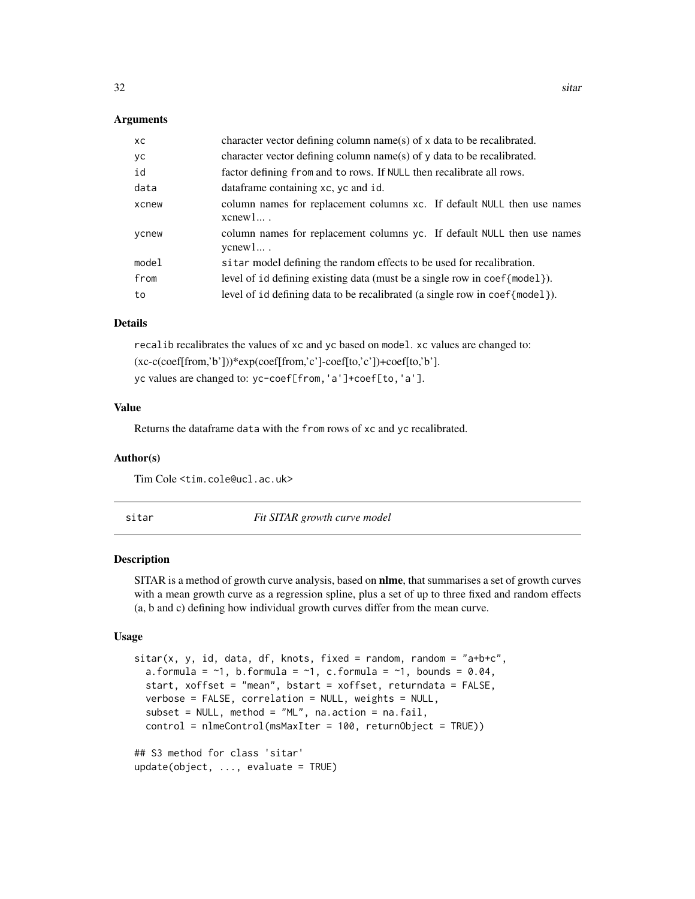### Arguments

| | |
|---|---|
| xc | character vector defining column name(s) of x data to be recalibrated. |
| yc | character vector defining column name(s) of y data to be recalibrated. |
| id | factor defining from and to rows. If NULL then recalibrate all rows. |
| data | dataframe containing xc, yc and id. |
| xcnew | column names for replacement columns xc. If default NULL then use names xcnew1... . |
| ycnew | column names for replacement columns yc. If default NULL then use names ycnew1... . |
| model | sitar model defining the random effects to be used for recalibration. |
| from | level of id defining existing data (must be a single row in coef{model}). |
| to | level of id defining data to be recalibrated (a single row in coef{model}). |

### Details

recalib recalibrates the values of xc and yc based on model. xc values are changed to:

(xc-c(coef[from,'b']))*exp(coef[from,'c']-coef[to,'c'])+coef[to,'b'].

yc values are changed to: yc-coef[from,'a']+coef[to,'a'].

### Value

Returns the dataframe data with the from rows of xc and yc recalibrated.

### Author(s)

Tim Cole <tim.cole@ucl.ac.uk>

---

## sitar — *Fit SITAR growth curve model*

### Description

SITAR is a method of growth curve analysis, based on **nlme**, that summarises a set of growth curves with a mean growth curve as a regression spline, plus a set of up to three fixed and random effects (a, b and c) defining how individual growth curves differ from the mean curve.

### Usage

```
sitar(x, y, id, data, df, knots, fixed = random, random = "a+b+c",
  a.formula = ~1, b.formula = ~1, c.formula = ~1, bounds = 0.04,
  start, xoffset = "mean", bstart = xoffset, returndata = FALSE,
  verbose = FALSE, correlation = NULL, weights = NULL,
  subset = NULL, method = "ML", na.action = na.fail,
  control = nlmeControl(msMaxIter = 100, returnObject = TRUE))

## S3 method for class 'sitar'
update(object, ..., evaluate = TRUE)
```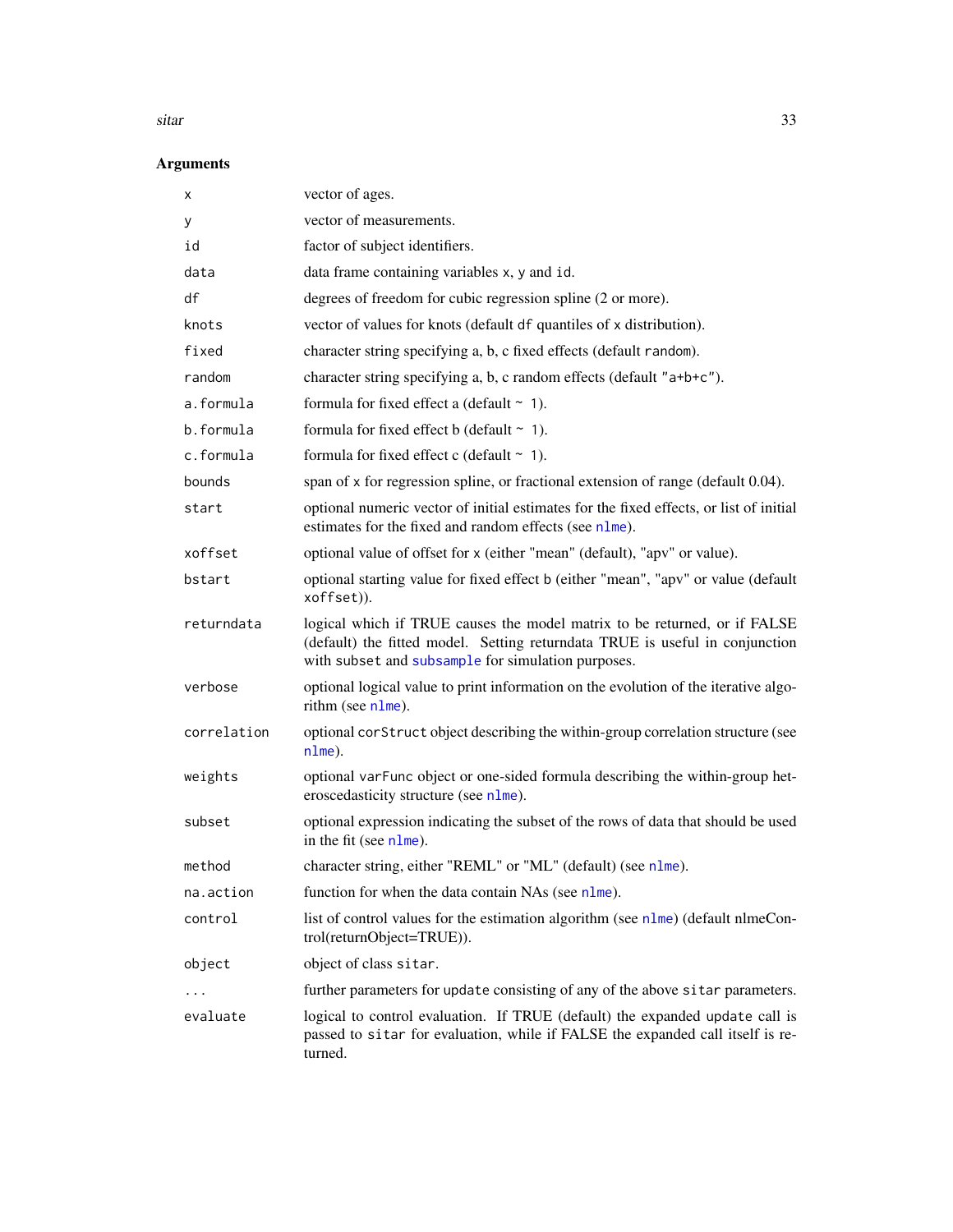## Arguments

| | |
|---|---|
| `x` | vector of ages. |
| `y` | vector of measurements. |
| `id` | factor of subject identifiers. |
| `data` | data frame containing variables `x`, `y` and `id`. |
| `df` | degrees of freedom for cubic regression spline (2 or more). |
| `knots` | vector of values for knots (default `df` quantiles of `x` distribution). |
| `fixed` | character string specifying a, b, c fixed effects (default `random`). |
| `random` | character string specifying a, b, c random effects (default `"a+b+c"`). |
| `a.formula` | formula for fixed effect a (default `~ 1`). |
| `b.formula` | formula for fixed effect b (default `~ 1`). |
| `c.formula` | formula for fixed effect c (default `~ 1`). |
| `bounds` | span of `x` for regression spline, or fractional extension of range (default 0.04). |
| `start` | optional numeric vector of initial estimates for the fixed effects, or list of initial estimates for the fixed and random effects (see `nlme`). |
| `xoffset` | optional value of offset for `x` (either "mean" (default), "apv" or value). |
| `bstart` | optional starting value for fixed effect `b` (either "mean", "apv" or value (default `xoffset`)). |
| `returndata` | logical which if TRUE causes the model matrix to be returned, or if FALSE (default) the fitted model. Setting returndata TRUE is useful in conjunction with `subset` and `subsample` for simulation purposes. |
| `verbose` | optional logical value to print information on the evolution of the iterative algorithm (see `nlme`). |
| `correlation` | optional `corStruct` object describing the within-group correlation structure (see `nlme`). |
| `weights` | optional `varFunc` object or one-sided formula describing the within-group heteroscedasticity structure (see `nlme`). |
| `subset` | optional expression indicating the subset of the rows of data that should be used in the fit (see `nlme`). |
| `method` | character string, either "REML" or "ML" (default) (see `nlme`). |
| `na.action` | function for when the data contain NAs (see `nlme`). |
| `control` | list of control values for the estimation algorithm (see `nlme`) (default nlmeControl(returnObject=TRUE)). |
| `object` | object of class `sitar`. |
| `...` | further parameters for `update` consisting of any of the above `sitar` parameters. |
| `evaluate` | logical to control evaluation. If TRUE (default) the expanded `update` call is passed to `sitar` for evaluation, while if FALSE the expanded call itself is returned. |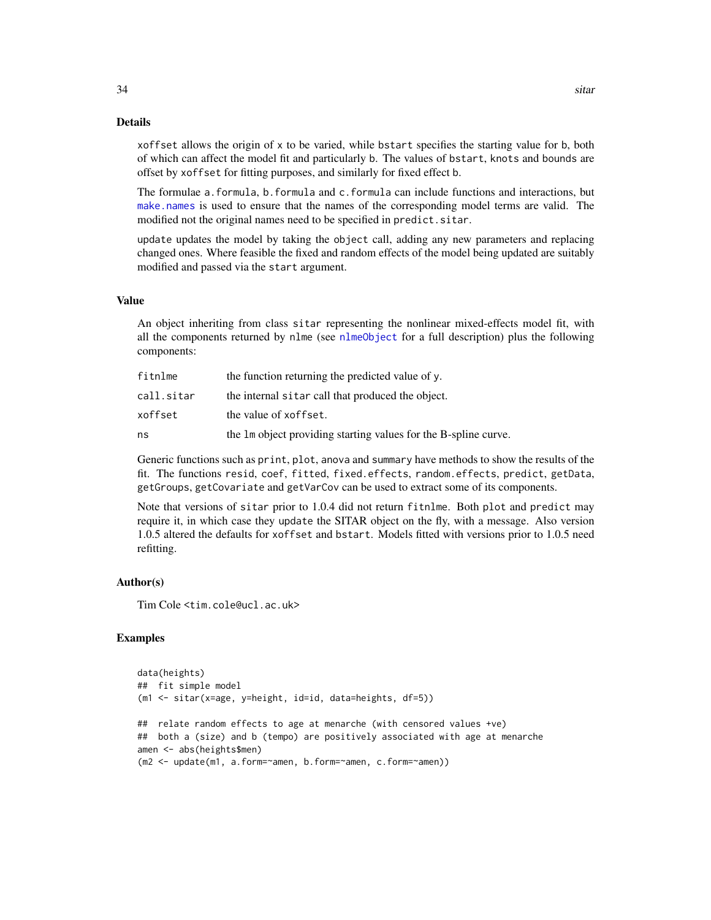## Details

`xoffset` allows the origin of `x` to be varied, while `bstart` specifies the starting value for `b`, both of which can affect the model fit and particularly `b`. The values of `bstart`, `knots` and `bounds` are offset by `xoffset` for fitting purposes, and similarly for fixed effect `b`.

The formulae `a.formula`, `b.formula` and `c.formula` can include functions and interactions, but `make.names` is used to ensure that the names of the corresponding model terms are valid. The modified not the original names need to be specified in `predict.sitar`.

`update` updates the model by taking the `object` call, adding any new parameters and replacing changed ones. Where feasible the fixed and random effects of the model being updated are suitably modified and passed via the `start` argument.

## Value

An object inheriting from class `sitar` representing the nonlinear mixed-effects model fit, with all the components returned by `nlme` (see `nlmeObject` for a full description) plus the following components:

| | |
|---|---|
| `fitnlme` | the function returning the predicted value of `y`. |
| `call.sitar` | the internal `sitar` call that produced the object. |
| `xoffset` | the value of `xoffset`. |
| `ns` | the `lm` object providing starting values for the B-spline curve. |

Generic functions such as `print`, `plot`, `anova` and `summary` have methods to show the results of the fit. The functions `resid`, `coef`, `fitted`, `fixed.effects`, `random.effects`, `predict`, `getData`, `getGroups`, `getCovariate` and `getVarCov` can be used to extract some of its components.

Note that versions of `sitar` prior to 1.0.4 did not return `fitnlme`. Both `plot` and `predict` may require it, in which case they `update` the SITAR object on the fly, with a message. Also version 1.0.5 altered the defaults for `xoffset` and `bstart`. Models fitted with versions prior to 1.0.5 need refitting.

## Author(s)

Tim Cole <tim.cole@ucl.ac.uk>

## Examples

```
data(heights)
##  fit simple model
(m1 <- sitar(x=age, y=height, id=id, data=heights, df=5))

##  relate random effects to age at menarche (with censored values +ve)
##  both a (size) and b (tempo) are positively associated with age at menarche
amen <- abs(heights$men)
(m2 <- update(m1, a.form=~amen, b.form=~amen, c.form=~amen))
```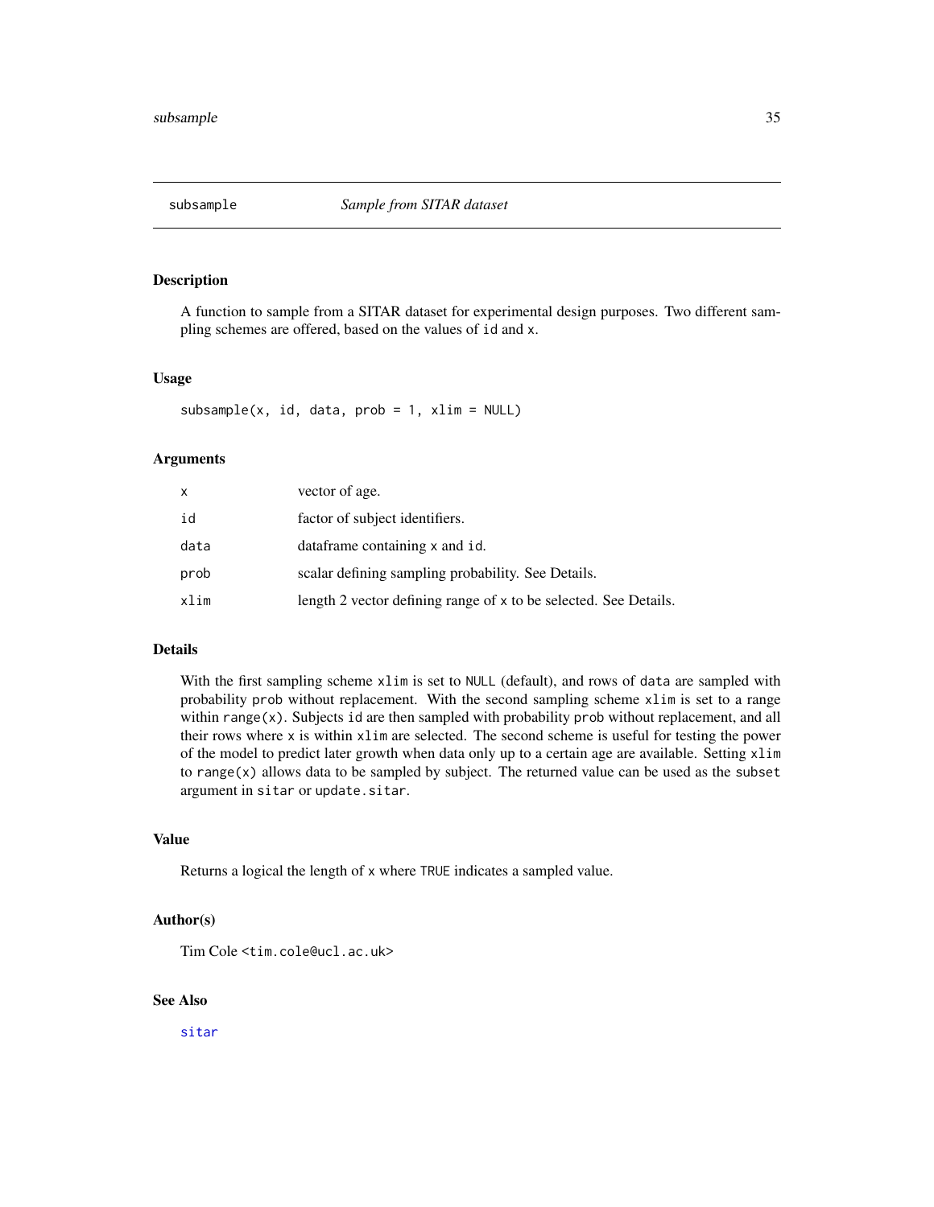## subsample — *Sample from SITAR dataset*

### Description

A function to sample from a SITAR dataset for experimental design purposes. Two different sampling schemes are offered, based on the values of `id` and `x`.

### Usage

```
subsample(x, id, data, prob = 1, xlim = NULL)
```

### Arguments

| | |
|---|---|
| `x` | vector of age. |
| `id` | factor of subject identifiers. |
| `data` | dataframe containing `x` and `id`. |
| `prob` | scalar defining sampling probability. See Details. |
| `xlim` | length 2 vector defining range of `x` to be selected. See Details. |

### Details

With the first sampling scheme `xlim` is set to `NULL` (default), and rows of `data` are sampled with probability `prob` without replacement. With the second sampling scheme `xlim` is set to a range within `range(x)`. Subjects `id` are then sampled with probability `prob` without replacement, and all their rows where `x` is within `xlim` are selected. The second scheme is useful for testing the power of the model to predict later growth when data only up to a certain age are available. Setting `xlim` to `range(x)` allows data to be sampled by subject. The returned value can be used as the `subset` argument in `sitar` or `update.sitar`.

### Value

Returns a logical the length of `x` where `TRUE` indicates a sampled value.

### Author(s)

Tim Cole <tim.cole@ucl.ac.uk>

### See Also

`sitar`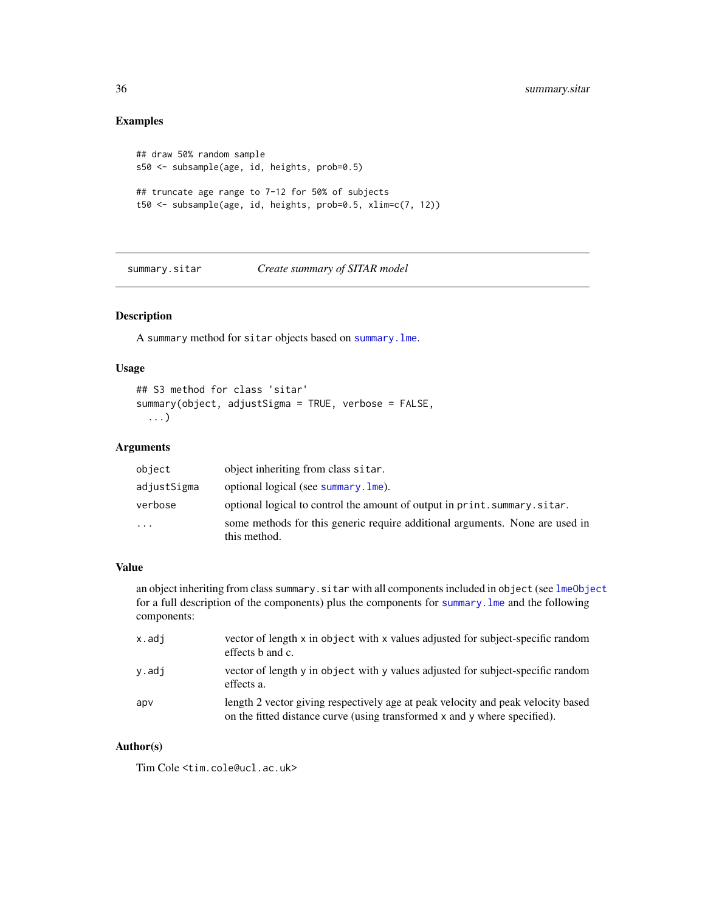## Examples

```
## draw 50% random sample
s50 <- subsample(age, id, heights, prob=0.5)

## truncate age range to 7-12 for 50% of subjects
t50 <- subsample(age, id, heights, prob=0.5, xlim=c(7, 12))
```

---

# summary.sitar — *Create summary of SITAR model*

---

### Description

A summary method for sitar objects based on summary.lme.

### Usage

```
## S3 method for class 'sitar'
summary(object, adjustSigma = TRUE, verbose = FALSE,
  ...)
```

### Arguments

| | |
|---|---|
| object | object inheriting from class sitar. |
| adjustSigma | optional logical (see summary.lme). |
| verbose | optional logical to control the amount of output in print.summary.sitar. |
| ... | some methods for this generic require additional arguments. None are used in this method. |

### Value

an object inheriting from class summary.sitar with all components included in object (see lmeObject for a full description of the components) plus the components for summary.lme and the following components:

| | |
|---|---|
| x.adj | vector of length x in object with x values adjusted for subject-specific random effects b and c. |
| y.adj | vector of length y in object with y values adjusted for subject-specific random effects a. |
| apv | length 2 vector giving respectively age at peak velocity and peak velocity based on the fitted distance curve (using transformed x and y where specified). |

### Author(s)

Tim Cole <tim.cole@ucl.ac.uk>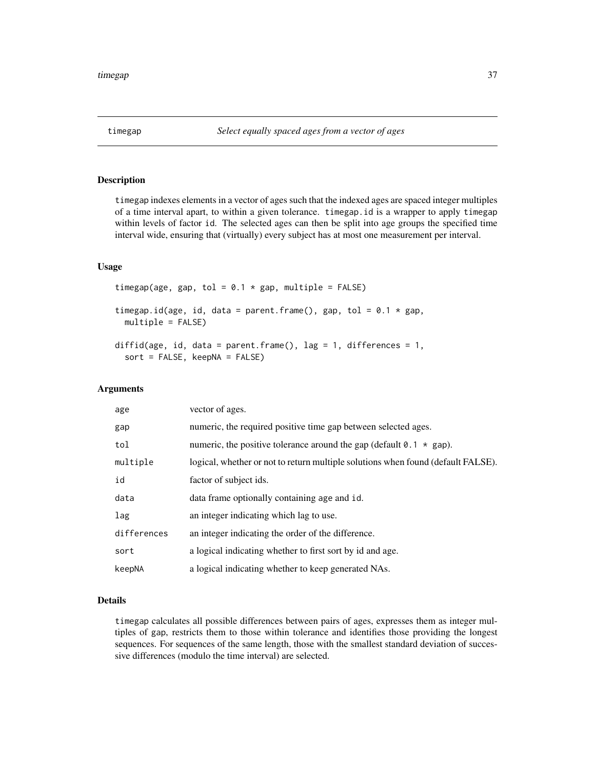# timegap — *Select equally spaced ages from a vector of ages*

## Description

`timegap` indexes elements in a vector of ages such that the indexed ages are spaced integer multiples of a time interval apart, to within a given tolerance. `timegap.id` is a wrapper to apply `timegap` within levels of factor `id`. The selected ages can then be split into age groups the specified time interval wide, ensuring that (virtually) every subject has at most one measurement per interval.

## Usage

```
timegap(age, gap, tol = 0.1 * gap, multiple = FALSE)

timegap.id(age, id, data = parent.frame(), gap, tol = 0.1 * gap,
  multiple = FALSE)

diffid(age, id, data = parent.frame(), lag = 1, differences = 1,
  sort = FALSE, keepNA = FALSE)
```

## Arguments

| | |
|---|---|
| `age` | vector of ages. |
| `gap` | numeric, the required positive time gap between selected ages. |
| `tol` | numeric, the positive tolerance around the gap (default `0.1 * gap`). |
| `multiple` | logical, whether or not to return multiple solutions when found (default FALSE). |
| `id` | factor of subject ids. |
| `data` | data frame optionally containing `age` and `id`. |
| `lag` | an integer indicating which lag to use. |
| `differences` | an integer indicating the order of the difference. |
| `sort` | a logical indicating whether to first sort by id and age. |
| `keepNA` | a logical indicating whether to keep generated NAs. |

## Details

`timegap` calculates all possible differences between pairs of ages, expresses them as integer multiples of `gap`, restricts them to those within tolerance and identifies those providing the longest sequences. For sequences of the same length, those with the smallest standard deviation of successive differences (modulo the time interval) are selected.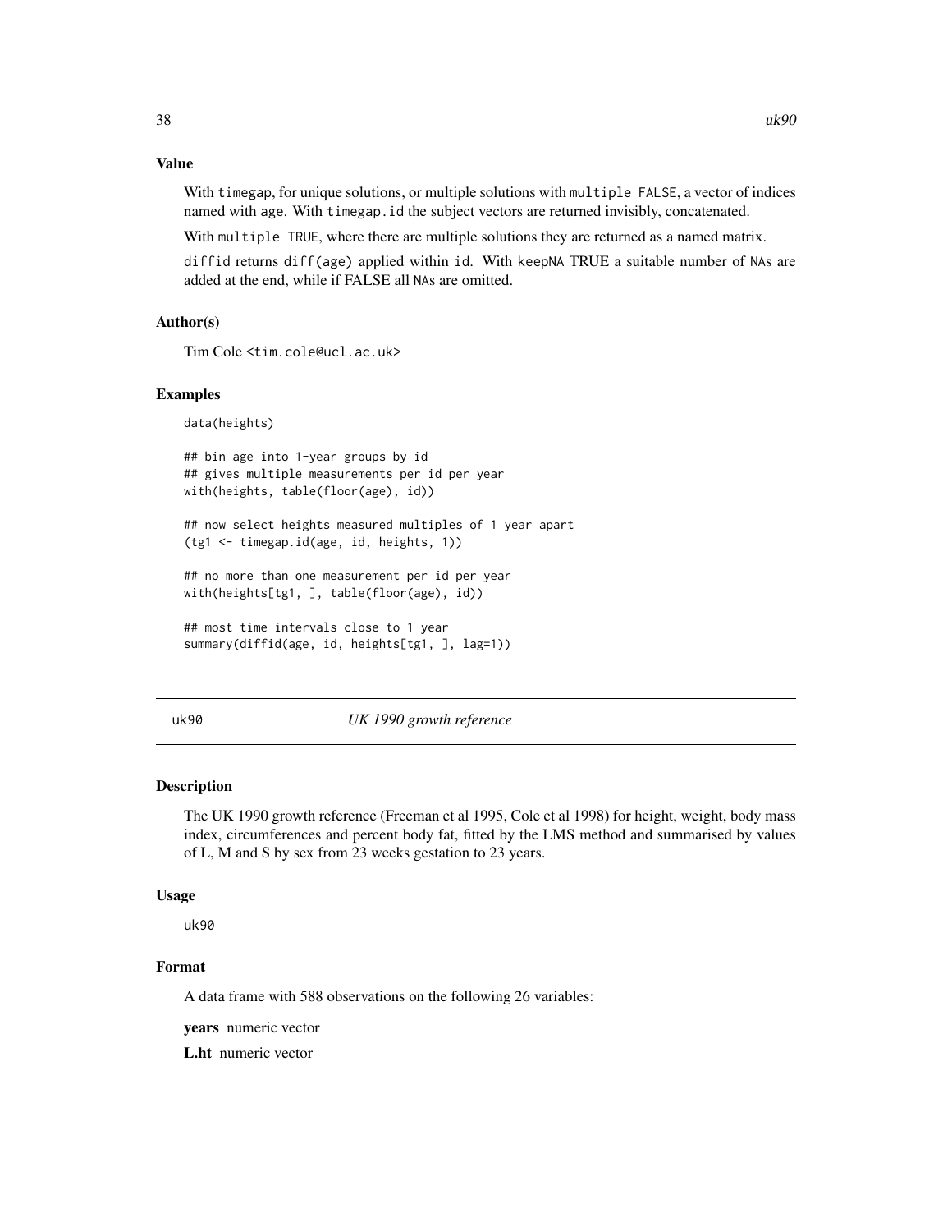### Value

With `timegap`, for unique solutions, or multiple solutions with `multiple FALSE`, a vector of indices named with `age`. With `timegap.id` the subject vectors are returned invisibly, concatenated.

With `multiple TRUE`, where there are multiple solutions they are returned as a named matrix.

`diffid` returns `diff(age)` applied within `id`. With `keepNA` TRUE a suitable number of `NA`s are added at the end, while if FALSE all `NA`s are omitted.

### Author(s)

Tim Cole <tim.cole@ucl.ac.uk>

### Examples

```
data(heights)

## bin age into 1-year groups by id
## gives multiple measurements per id per year
with(heights, table(floor(age), id))

## now select heights measured multiples of 1 year apart
(tg1 <- timegap.id(age, id, heights, 1))

## no more than one measurement per id per year
with(heights[tg1, ], table(floor(age), id))

## most time intervals close to 1 year
summary(diffid(age, id, heights[tg1, ], lag=1))
```

---

## uk90 — *UK 1990 growth reference*

### Description

The UK 1990 growth reference (Freeman et al 1995, Cole et al 1998) for height, weight, body mass index, circumferences and percent body fat, fitted by the LMS method and summarised by values of L, M and S by sex from 23 weeks gestation to 23 years.

### Usage

```
uk90
```

### Format

A data frame with 588 observations on the following 26 variables:

**years** numeric vector

**L.ht** numeric vector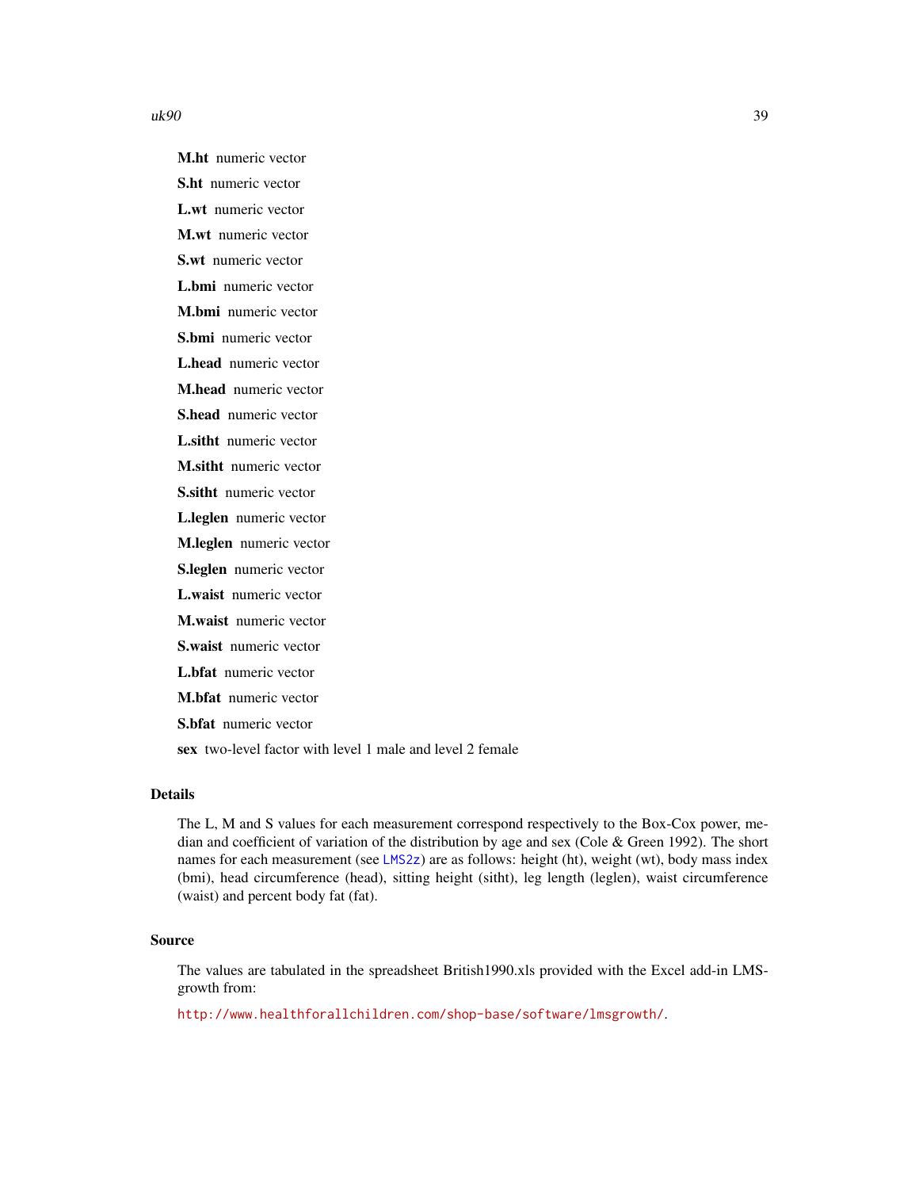**M.ht** numeric vector

**S.ht** numeric vector

**L.wt** numeric vector

**M.wt** numeric vector

**S.wt** numeric vector

**L.bmi** numeric vector

**M.bmi** numeric vector

**S.bmi** numeric vector

**L.head** numeric vector

**M.head** numeric vector

**S.head** numeric vector

**L.sitht** numeric vector

**M.sitht** numeric vector

**S.sitht** numeric vector

**L.leglen** numeric vector

**M.leglen** numeric vector

**S.leglen** numeric vector

**L.waist** numeric vector

**M.waist** numeric vector

**S.waist** numeric vector

**L.bfat** numeric vector

**M.bfat** numeric vector

**S.bfat** numeric vector

**sex** two-level factor with level 1 male and level 2 female

## Details

The L, M and S values for each measurement correspond respectively to the Box-Cox power, median and coefficient of variation of the distribution by age and sex (Cole & Green 1992). The short names for each measurement (see LMS2z) are as follows: height (ht), weight (wt), body mass index (bmi), head circumference (head), sitting height (sitht), leg length (leglen), waist circumference (waist) and percent body fat (fat).

## Source

The values are tabulated in the spreadsheet British1990.xls provided with the Excel add-in LMSgrowth from:

http://www.healthforallchildren.com/shop-base/software/lmsgrowth/.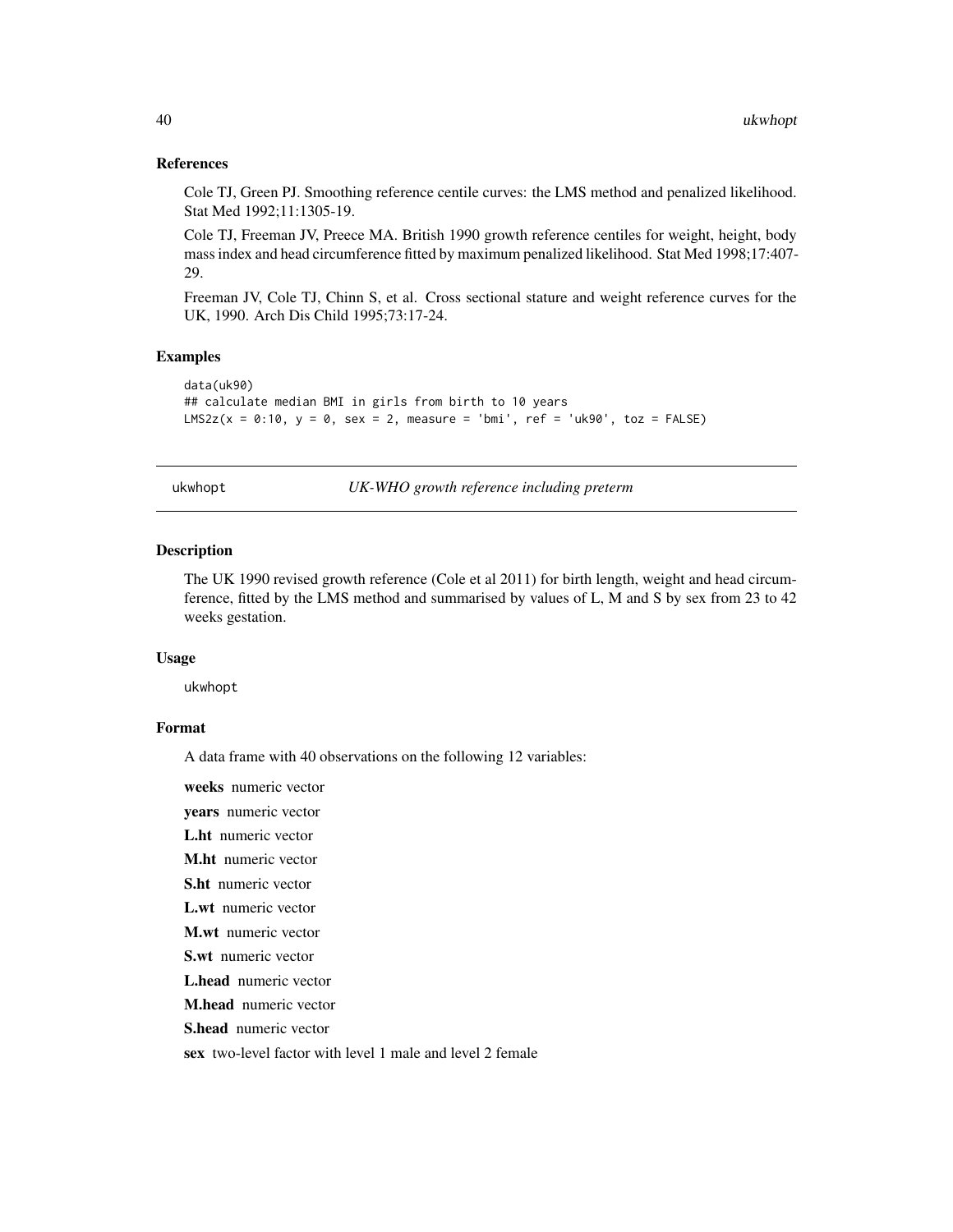### References

Cole TJ, Green PJ. Smoothing reference centile curves: the LMS method and penalized likelihood. Stat Med 1992;11:1305-19.

Cole TJ, Freeman JV, Preece MA. British 1990 growth reference centiles for weight, height, body mass index and head circumference fitted by maximum penalized likelihood. Stat Med 1998;17:407-29.

Freeman JV, Cole TJ, Chinn S, et al. Cross sectional stature and weight reference curves for the UK, 1990. Arch Dis Child 1995;73:17-24.

### Examples

```
data(uk90)
## calculate median BMI in girls from birth to 10 years
LMS2z(x = 0:10, y = 0, sex = 2, measure = 'bmi', ref = 'uk90', toz = FALSE)
```

---

## ukwhopt — *UK-WHO growth reference including preterm*

### Description

The UK 1990 revised growth reference (Cole et al 2011) for birth length, weight and head circumference, fitted by the LMS method and summarised by values of L, M and S by sex from 23 to 42 weeks gestation.

### Usage

```
ukwhopt
```

### Format

A data frame with 40 observations on the following 12 variables:

**weeks** numeric vector

**years** numeric vector

**L.ht** numeric vector

**M.ht** numeric vector

**S.ht** numeric vector

**L.wt** numeric vector

**M.wt** numeric vector

**S.wt** numeric vector

**L.head** numeric vector

**M.head** numeric vector

**S.head** numeric vector

**sex** two-level factor with level 1 male and level 2 female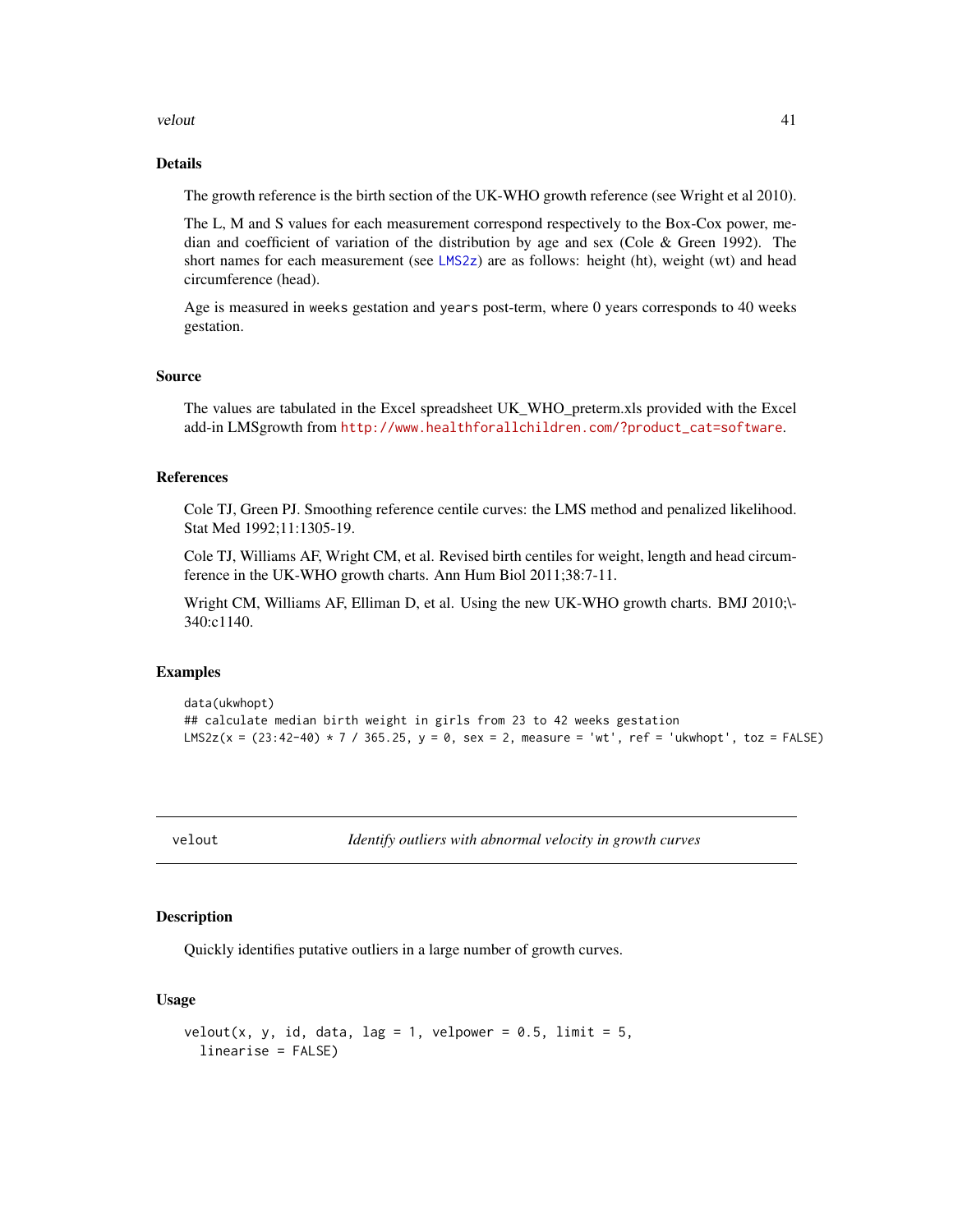## Details

The growth reference is the birth section of the UK-WHO growth reference (see Wright et al 2010).

The L, M and S values for each measurement correspond respectively to the Box-Cox power, median and coefficient of variation of the distribution by age and sex (Cole & Green 1992). The short names for each measurement (see LMS2z) are as follows: height (ht), weight (wt) and head circumference (head).

Age is measured in `weeks` gestation and `years` post-term, where 0 years corresponds to 40 weeks gestation.

## Source

The values are tabulated in the Excel spreadsheet UK_WHO_preterm.xls provided with the Excel add-in LMSgrowth from http://www.healthforallchildren.com/?product_cat=software.

## References

Cole TJ, Green PJ. Smoothing reference centile curves: the LMS method and penalized likelihood. Stat Med 1992;11:1305-19.

Cole TJ, Williams AF, Wright CM, et al. Revised birth centiles for weight, length and head circumference in the UK-WHO growth charts. Ann Hum Biol 2011;38:7-11.

Wright CM, Williams AF, Elliman D, et al. Using the new UK-WHO growth charts. BMJ 2010;\-340:c1140.

## Examples

```
data(ukwhopt)
## calculate median birth weight in girls from 23 to 42 weeks gestation
LMS2z(x = (23:42-40) * 7 / 365.25, y = 0, sex = 2, measure = 'wt', ref = 'ukwhopt', toz = FALSE)
```

---

# velout — *Identify outliers with abnormal velocity in growth curves*

## Description

Quickly identifies putative outliers in a large number of growth curves.

## Usage

```
velout(x, y, id, data, lag = 1, velpower = 0.5, limit = 5,
  linearise = FALSE)
```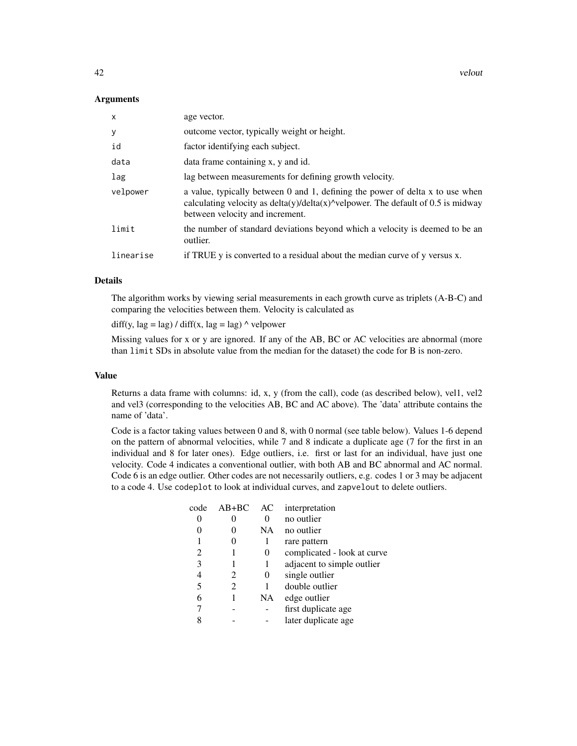### Arguments

| | |
|---|---|
| `x` | age vector. |
| `y` | outcome vector, typically weight or height. |
| `id` | factor identifying each subject. |
| `data` | data frame containing x, y and id. |
| `lag` | lag between measurements for defining growth velocity. |
| `velpower` | a value, typically between 0 and 1, defining the power of delta x to use when calculating velocity as delta(y)/delta(x)^velpower. The default of 0.5 is midway between velocity and increment. |
| `limit` | the number of standard deviations beyond which a velocity is deemed to be an outlier. |
| `linearise` | if TRUE y is converted to a residual about the median curve of y versus x. |

### Details

The algorithm works by viewing serial measurements in each growth curve as triplets (A-B-C) and comparing the velocities between them. Velocity is calculated as

diff(y, lag = lag) / diff(x, lag = lag) ^ velpower

Missing values for x or y are ignored. If any of the AB, BC or AC velocities are abnormal (more than `limit` SDs in absolute value from the median for the dataset) the code for B is non-zero.

### Value

Returns a data frame with columns: id, x, y (from the call), code (as described below), vel1, vel2 and vel3 (corresponding to the velocities AB, BC and AC above). The 'data' attribute contains the name of 'data'.

Code is a factor taking values between 0 and 8, with 0 normal (see table below). Values 1-6 depend on the pattern of abnormal velocities, while 7 and 8 indicate a duplicate age (7 for the first in an individual and 8 for later ones). Edge outliers, i.e. first or last for an individual, have just one velocity. Code 4 indicates a conventional outlier, with both AB and BC abnormal and AC normal. Code 6 is an edge outlier. Other codes are not necessarily outliers, e.g. codes 1 or 3 may be adjacent to a code 4. Use `codeplot` to look at individual curves, and `zapvelout` to delete outliers.

| code | AB+BC | AC | interpretation |
|---|---|---|---|
| 0 | 0 | 0 | no outlier |
| 0 | 0 | NA | no outlier |
| 1 | 0 | 1 | rare pattern |
| 2 | 1 | 0 | complicated - look at curve |
| 3 | 1 | 1 | adjacent to simple outlier |
| 4 | 2 | 0 | single outlier |
| 5 | 2 | 1 | double outlier |
| 6 | 1 | NA | edge outlier |
| 7 | - | - | first duplicate age |
| 8 | - | - | later duplicate age |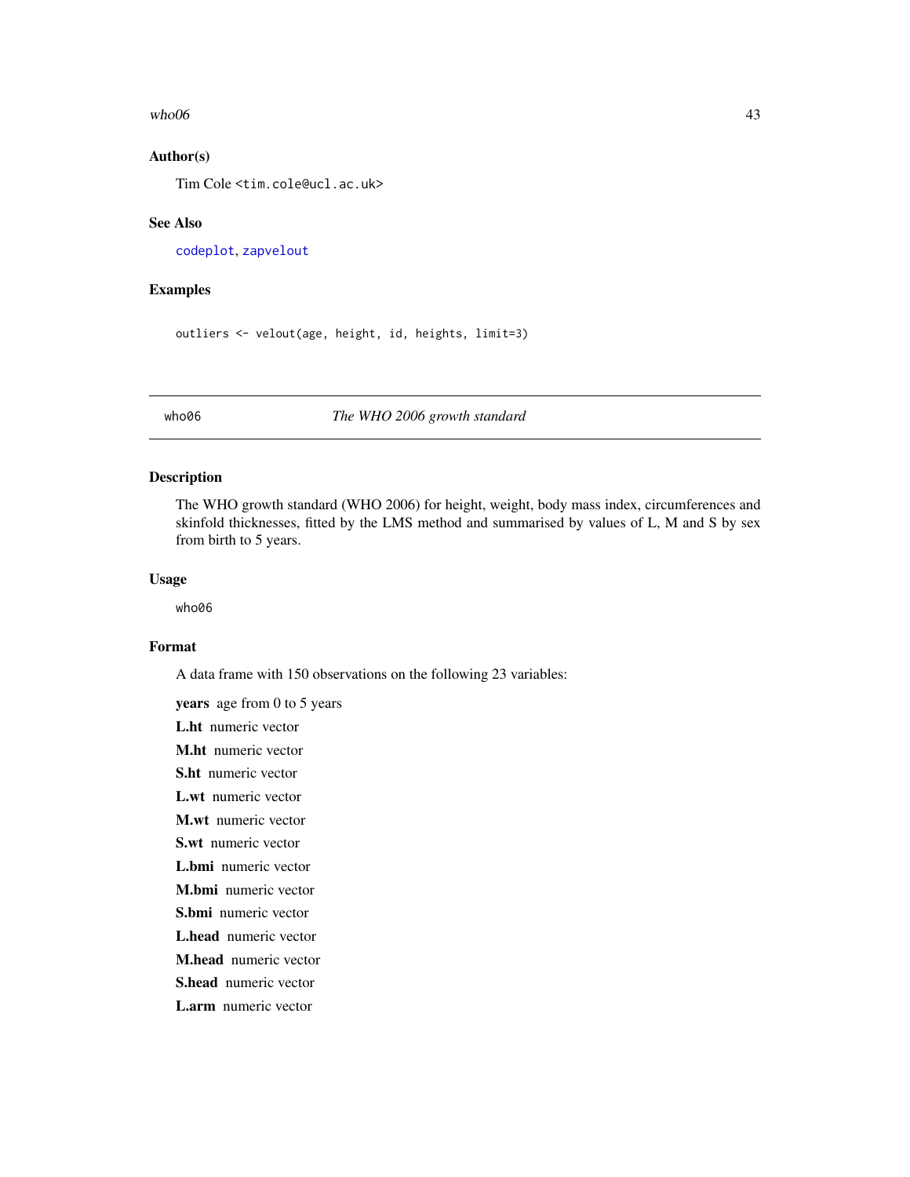### Author(s)

Tim Cole <tim.cole@ucl.ac.uk>

### See Also

codeplot, zapvelout

### Examples

```
outliers <- velout(age, height, id, heights, limit=3)
```

---

## who06 — *The WHO 2006 growth standard*

### Description

The WHO growth standard (WHO 2006) for height, weight, body mass index, circumferences and skinfold thicknesses, fitted by the LMS method and summarised by values of L, M and S by sex from birth to 5 years.

### Usage

```
who06
```

### Format

A data frame with 150 observations on the following 23 variables:

**years** age from 0 to 5 years

**L.ht** numeric vector

**M.ht** numeric vector

**S.ht** numeric vector

**L.wt** numeric vector

**M.wt** numeric vector

**S.wt** numeric vector

**L.bmi** numeric vector

**M.bmi** numeric vector

**S.bmi** numeric vector

**L.head** numeric vector

**M.head** numeric vector

**S.head** numeric vector

**L.arm** numeric vector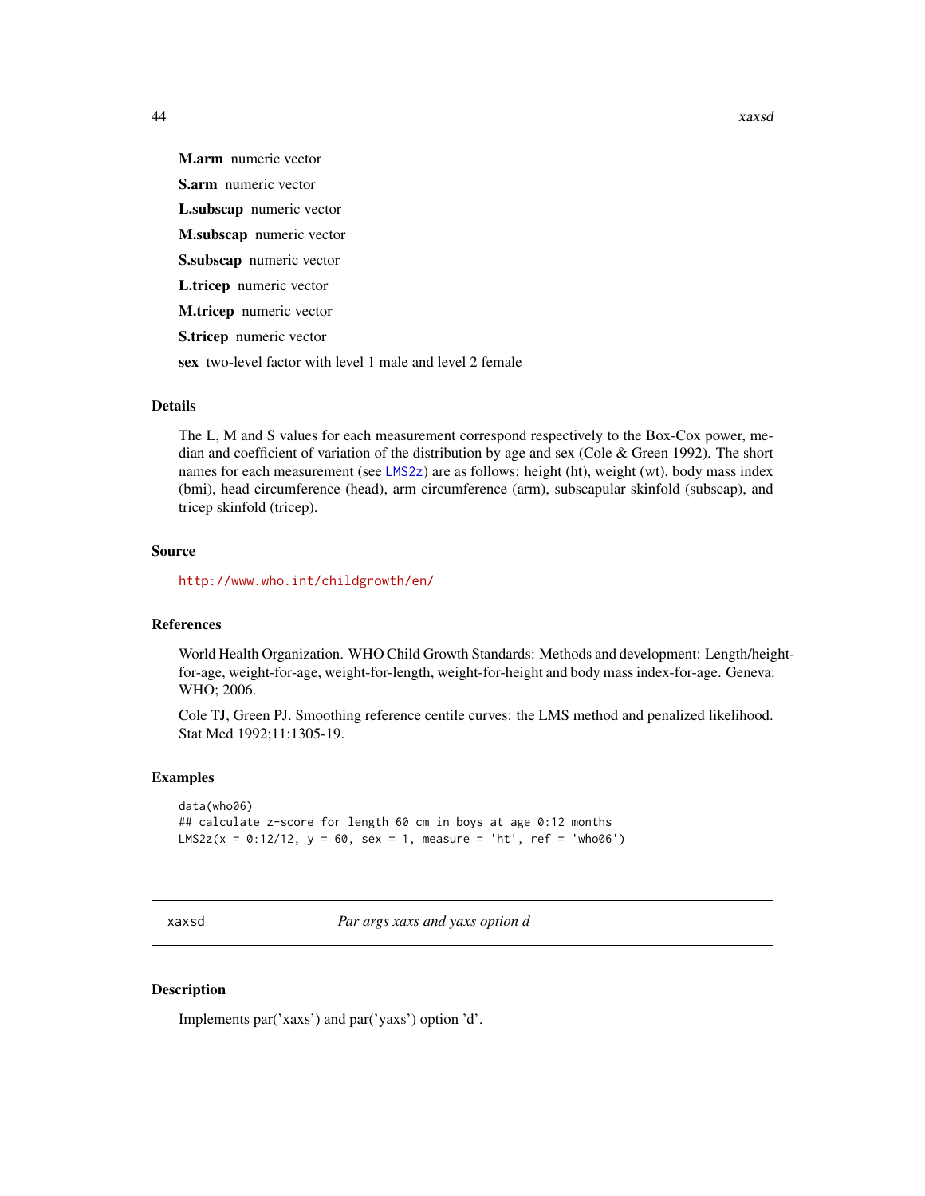**M.arm** numeric vector

**S.arm** numeric vector

**L.subscap** numeric vector

**M.subscap** numeric vector

**S.subscap** numeric vector

**L.tricep** numeric vector

**M.tricep** numeric vector

**S.tricep** numeric vector

**sex** two-level factor with level 1 male and level 2 female

### Details

The L, M and S values for each measurement correspond respectively to the Box-Cox power, median and coefficient of variation of the distribution by age and sex (Cole & Green 1992). The short names for each measurement (see LMS2z) are as follows: height (ht), weight (wt), body mass index (bmi), head circumference (head), arm circumference (arm), subscapular skinfold (subscap), and tricep skinfold (tricep).

### Source

http://www.who.int/childgrowth/en/

### References

World Health Organization. WHO Child Growth Standards: Methods and development: Length/height-for-age, weight-for-age, weight-for-length, weight-for-height and body mass index-for-age. Geneva: WHO; 2006.

Cole TJ, Green PJ. Smoothing reference centile curves: the LMS method and penalized likelihood. Stat Med 1992;11:1305-19.

### Examples

```
data(who06)
## calculate z-score for length 60 cm in boys at age 0:12 months
LMS2z(x = 0:12/12, y = 60, sex = 1, measure = 'ht', ref = 'who06')
```

---

## xaxsd *Par args xaxs and yaxs option d*

### Description

Implements par('xaxs') and par('yaxs') option 'd'.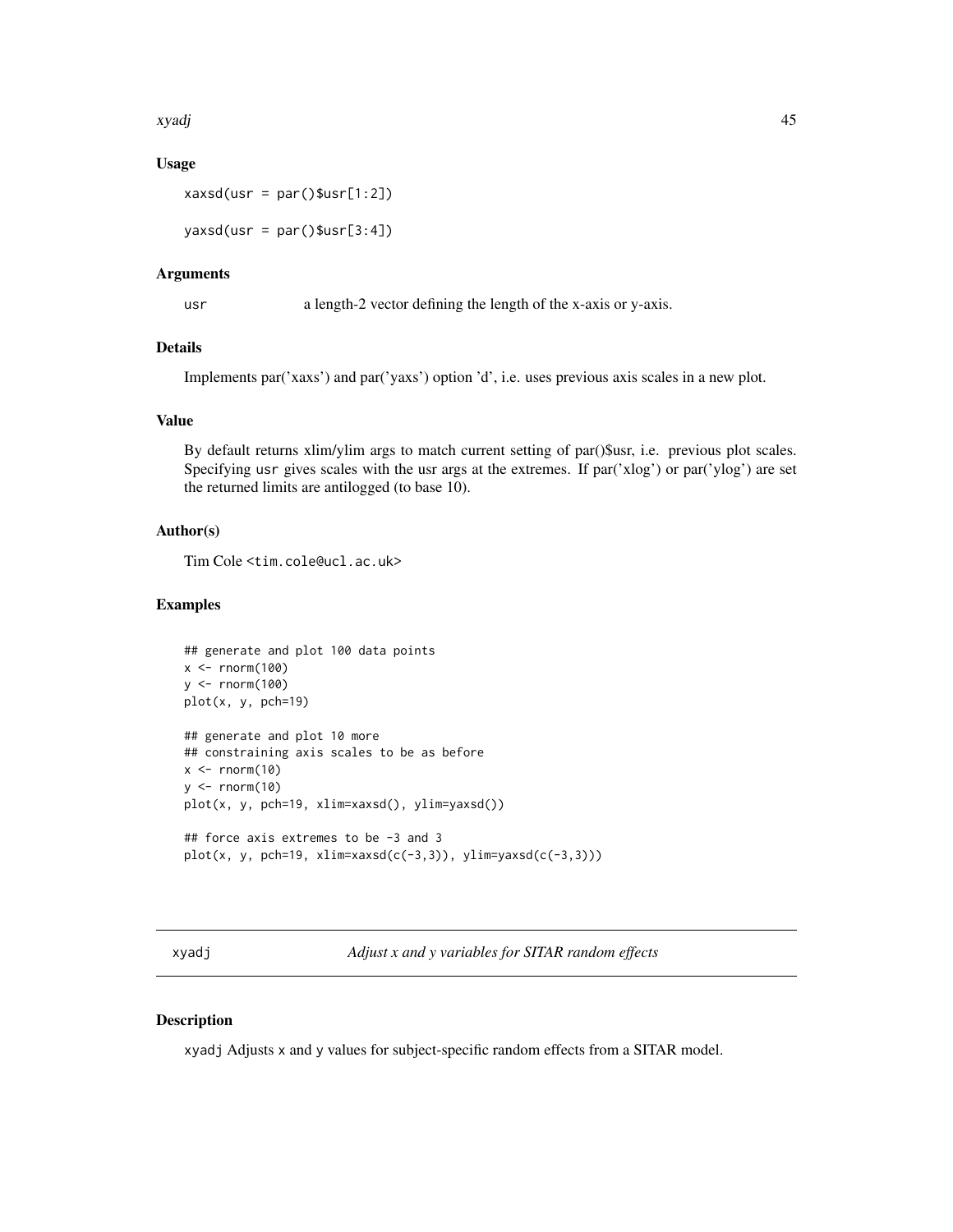### Usage

```
xaxsd(usr = par()$usr[1:2])

yaxsd(usr = par()$usr[3:4])
```

### Arguments

usr     a length-2 vector defining the length of the x-axis or y-axis.

### Details

Implements par('xaxs') and par('yaxs') option 'd', i.e. uses previous axis scales in a new plot.

### Value

By default returns xlim/ylim args to match current setting of par()$usr, i.e. previous plot scales. Specifying `usr` gives scales with the usr args at the extremes. If par('xlog') or par('ylog') are set the returned limits are antilogged (to base 10).

### Author(s)

Tim Cole <tim.cole@ucl.ac.uk>

### Examples

```
## generate and plot 100 data points
x <- rnorm(100)
y <- rnorm(100)
plot(x, y, pch=19)

## generate and plot 10 more
## constraining axis scales to be as before
x <- rnorm(10)
y <- rnorm(10)
plot(x, y, pch=19, xlim=xaxsd(), ylim=yaxsd())

## force axis extremes to be -3 and 3
plot(x, y, pch=19, xlim=xaxsd(c(-3,3)), ylim=yaxsd(c(-3,3)))
```

---

## xyadj — *Adjust x and y variables for SITAR random effects*

### Description

`xyadj` Adjusts `x` and `y` values for subject-specific random effects from a SITAR model.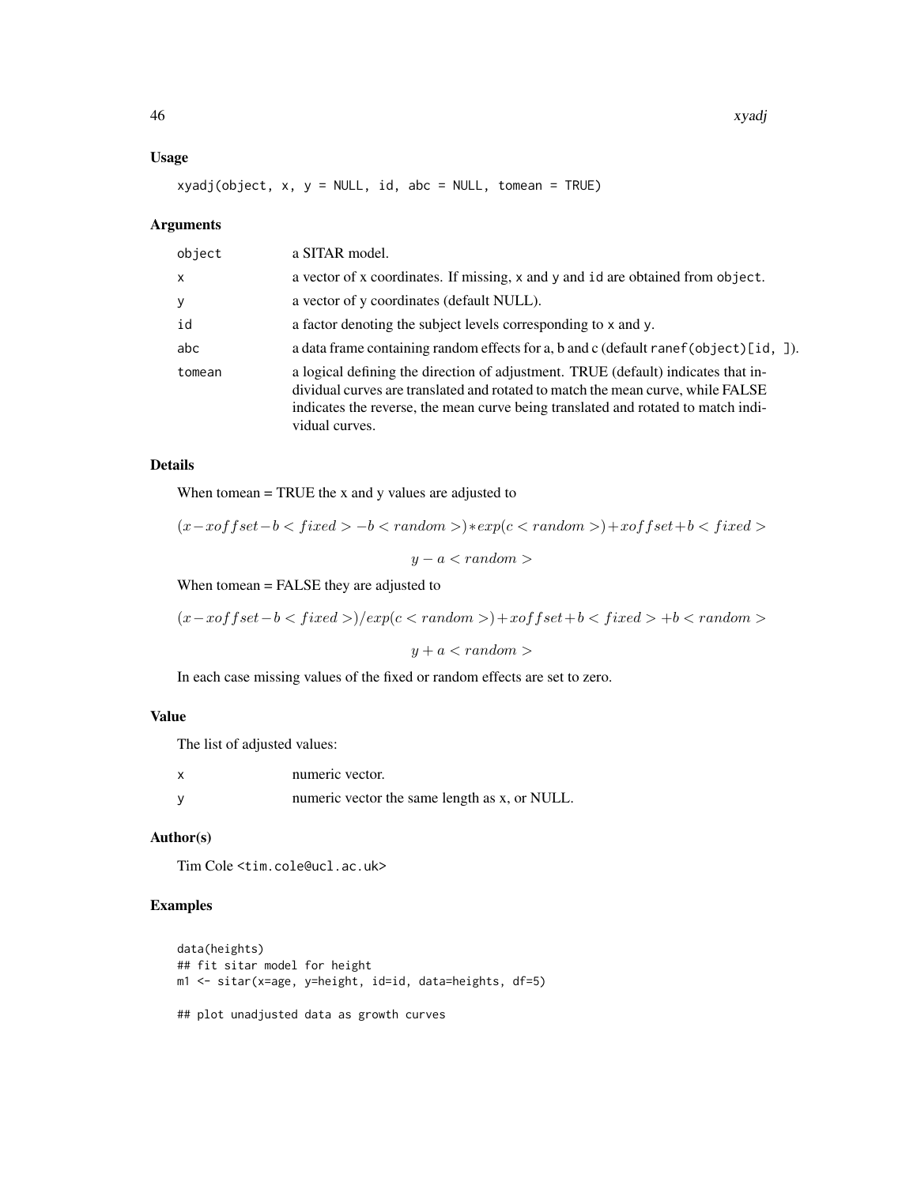## Usage

```
xyadj(object, x, y = NULL, id, abc = NULL, tomean = TRUE)
```

## Arguments

| | |
|---|---|
| object | a SITAR model. |
| x | a vector of x coordinates. If missing, x and y and id are obtained from object. |
| y | a vector of y coordinates (default NULL). |
| id | a factor denoting the subject levels corresponding to x and y. |
| abc | a data frame containing random effects for a, b and c (default ranef(object)[id, ]). |
| tomean | a logical defining the direction of adjustment. TRUE (default) indicates that individual curves are translated and rotated to match the mean curve, while FALSE indicates the reverse, the mean curve being translated and rotated to match individual curves. |

## Details

When tomean = TRUE the x and y values are adjusted to

$$(x - xoffset - b < fixed > - b < random >) * exp(c < random >) + xoffset + b < fixed >$$

$$y - a < random >$$

When tomean = FALSE they are adjusted to

$$(x - xoffset - b < fixed >)/exp(c < random >) + xoffset + b < fixed > + b < random >$$

$$y + a < random >$$

In each case missing values of the fixed or random effects are set to zero.

## Value

The list of adjusted values:

| | |
|---|---|
| x | numeric vector. |
| y | numeric vector the same length as x, or NULL. |

## Author(s)

Tim Cole <tim.cole@ucl.ac.uk>

## Examples

```
data(heights)
## fit sitar model for height
m1 <- sitar(x=age, y=height, id=id, data=heights, df=5)

## plot unadjusted data as growth curves
```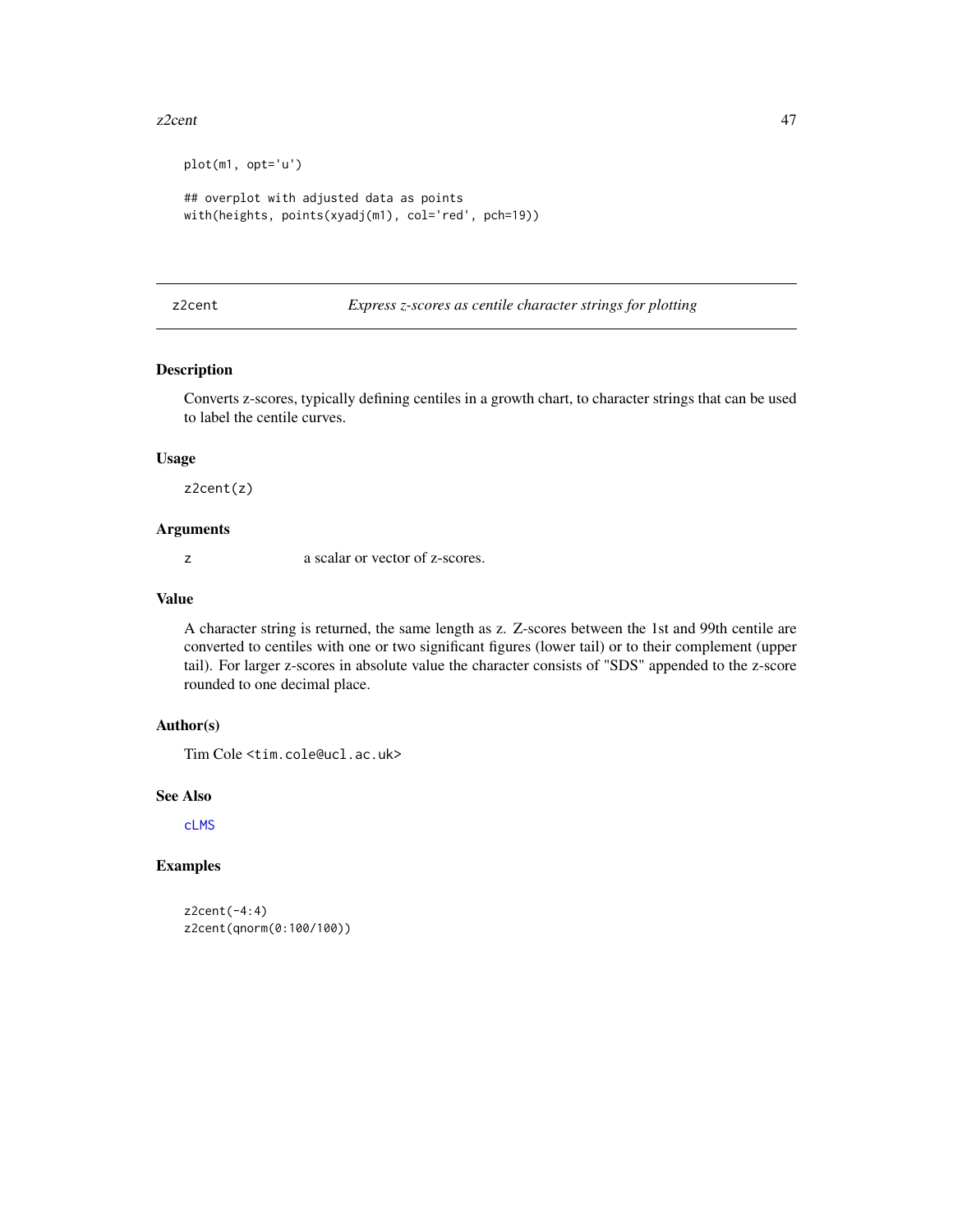```
plot(m1, opt='u')

## overplot with adjusted data as points
with(heights, points(xyadj(m1), col='red', pch=19))
```

---

## z2cent *Express z-scores as centile character strings for plotting*

### Description

Converts z-scores, typically defining centiles in a growth chart, to character strings that can be used to label the centile curves.

### Usage

```
z2cent(z)
```

### Arguments

| | |
|---|---|
| z | a scalar or vector of z-scores. |

### Value

A character string is returned, the same length as z. Z-scores between the 1st and 99th centile are converted to centiles with one or two significant figures (lower tail) or to their complement (upper tail). For larger z-scores in absolute value the character consists of "SDS" appended to the z-score rounded to one decimal place.

### Author(s)

Tim Cole <tim.cole@ucl.ac.uk>

### See Also

cLMS

### Examples

```
z2cent(-4:4)
z2cent(qnorm(0:100/100))
```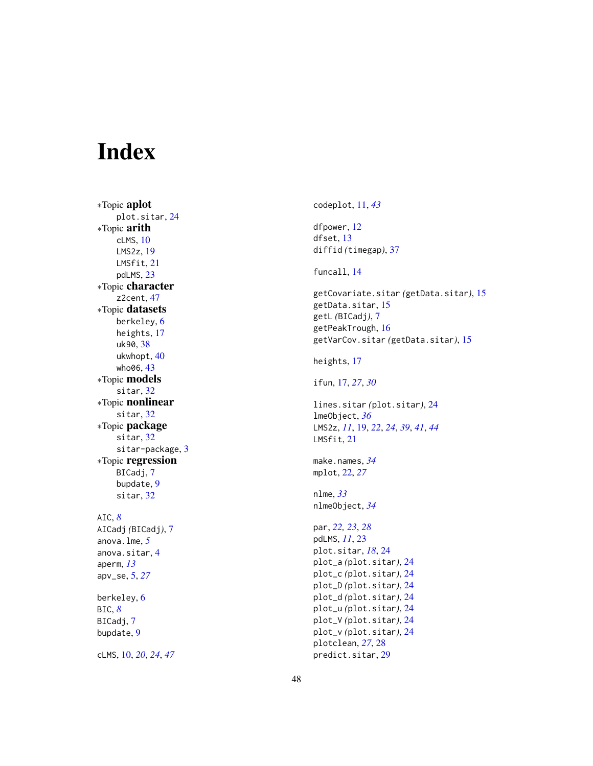# Index

*Topic **aplot**
  plot.sitar, 24
*Topic **arith**
  cLMS, 10
  LMS2z, 19
  LMSfit, 21
  pdLMS, 23
*Topic **character**
  z2cent, 47
*Topic **datasets**
  berkeley, 6
  heights, 17
  uk90, 38
  ukwhopt, 40
  who06, 43
*Topic **models**
  sitar, 32
*Topic **nonlinear**
  sitar, 32
*Topic **package**
  sitar, 32
  sitar-package, 3
*Topic **regression**
  BICadj, 7
  bupdate, 9
  sitar, 32

AIC, *8*
AICadj *(*BICadj*)*, 7
anova.lme, *5*
anova.sitar, 4
aperm, *13*
apv_se, 5, *27*

berkeley, 6
BIC, *8*
BICadj, 7
bupdate, 9

cLMS, 10, *20*, *24*, *47*
codeplot, 11, *43*

dfpower, 12
dfset, 13
diffid *(*timegap*)*, 37

funcall, 14

getCovariate.sitar *(*getData.sitar*)*, 15
getData.sitar, 15
getL *(*BICadj*)*, 7
getPeakTrough, 16
getVarCov.sitar *(*getData.sitar*)*, 15

heights, 17

ifun, 17, *27*, *30*

lines.sitar *(*plot.sitar*)*, 24
lmeObject, *36*
LMS2z, *11*, 19, *22*, *24*, *39*, *41*, *44*
LMSfit, 21

make.names, *34*
mplot, 22, *27*

nlme, *33*
nlmeObject, *34*

par, *22*, *23*, *28*
pdLMS, *11*, 23
plot.sitar, *18*, 24
plot_a *(*plot.sitar*)*, 24
plot_c *(*plot.sitar*)*, 24
plot_D *(*plot.sitar*)*, 24
plot_d *(*plot.sitar*)*, 24
plot_u *(*plot.sitar*)*, 24
plot_V *(*plot.sitar*)*, 24
plot_v *(*plot.sitar*)*, 24
plotclean, *27*, 28
predict.sitar, 29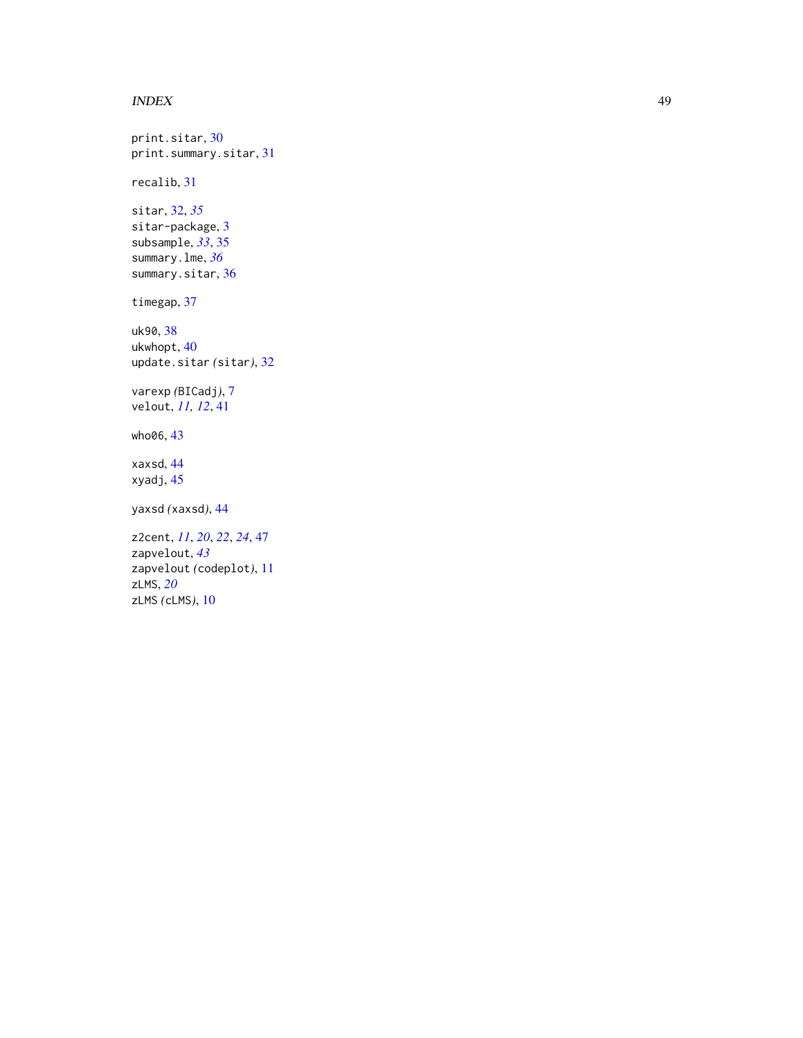print.sitar, 30
print.summary.sitar, 31

recalib, 31

sitar, 32, *35*
sitar-package, 3
subsample, *33*, 35
summary.lme, *36*
summary.sitar, 36

timegap, 37

uk90, 38
ukwhopt, 40
update.sitar *(*sitar*)*, 32

varexp *(*BICadj*)*, 7
velout, *11, 12*, 41

who06, 43

xaxsd, 44
xyadj, 45

yaxsd *(*xaxsd*)*, 44

z2cent, *11*, *20*, *22*, *24*, 47
zapvelout, *43*
zapvelout *(*codeplot*)*, 11
zLMS, *20*
zLMS *(*cLMS*)*, 10